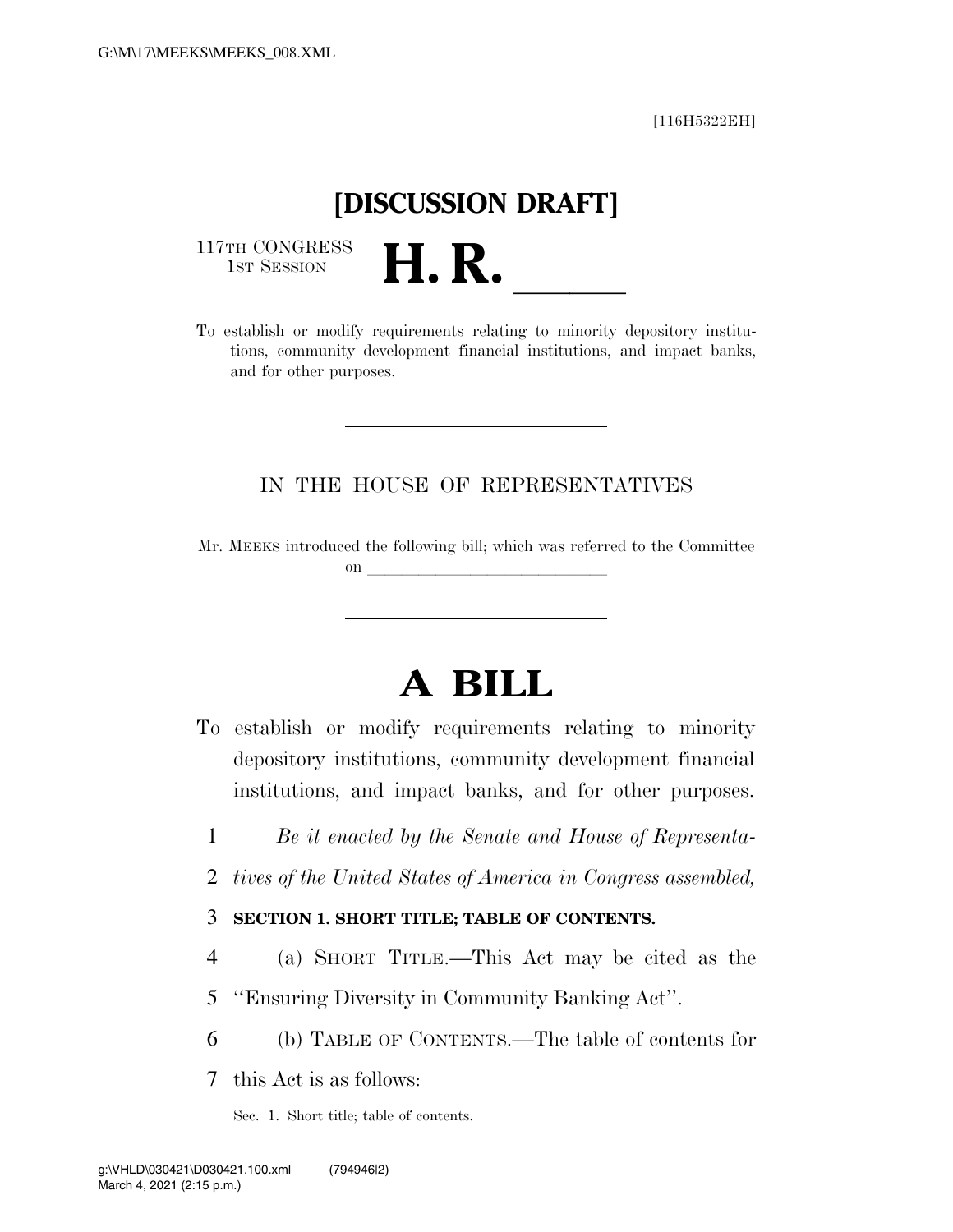[116H5322EH]

**[DISCUSSION DRAFT]**

117TH CONGRESS
1ST SESSION

# H. R. \_\_\_\_\_

To establish or modify requirements relating to minority depository institutions, community development financial institutions, and impact banks, and for other purposes.

---

IN THE HOUSE OF REPRESENTATIVES

Mr. MEEKS introduced the following bill; which was referred to the Committee on \_\_\_\_\_\_\_\_\_\_\_\_\_\_\_\_\_\_\_\_\_\_\_\_\_\_\_\_

---

# A BILL

To establish or modify requirements relating to minority depository institutions, community development financial institutions, and impact banks, and for other purposes.

1 *Be it enacted by the Senate and House of Representa-*
2 *tives of the United States of America in Congress assembled,*

3 **SECTION 1. SHORT TITLE; TABLE OF CONTENTS.**

4 (a) SHORT TITLE.—This Act may be cited as the
5 ''Ensuring Diversity in Community Banking Act''.

6 (b) TABLE OF CONTENTS.—The table of contents for
7 this Act is as follows:

Sec. 1. Short title; table of contents.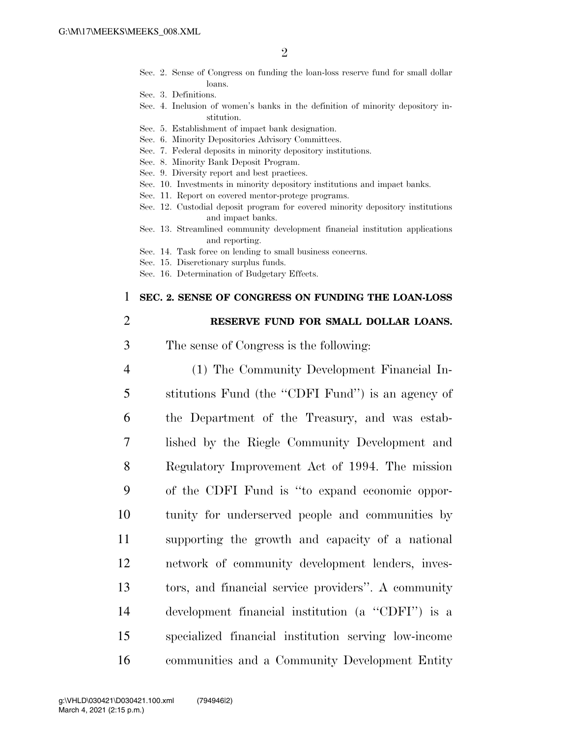Sec. 2. Sense of Congress on funding the loan-loss reserve fund for small dollar loans.
Sec. 3. Definitions.
Sec. 4. Inclusion of women's banks in the definition of minority depository institution.
Sec. 5. Establishment of impact bank designation.
Sec. 6. Minority Depositories Advisory Committees.
Sec. 7. Federal deposits in minority depository institutions.
Sec. 8. Minority Bank Deposit Program.
Sec. 9. Diversity report and best practices.
Sec. 10. Investments in minority depository institutions and impact banks.
Sec. 11. Report on covered mentor-protege programs.
Sec. 12. Custodial deposit program for covered minority depository institutions and impact banks.
Sec. 13. Streamlined community development financial institution applications and reporting.
Sec. 14. Task force on lending to small business concerns.
Sec. 15. Discretionary surplus funds.
Sec. 16. Determination of Budgetary Effects.

## SEC. 2. SENSE OF CONGRESS ON FUNDING THE LOAN-LOSS RESERVE FUND FOR SMALL DOLLAR LOANS.

The sense of Congress is the following:

(1) The Community Development Financial Institutions Fund (the ''CDFI Fund'') is an agency of the Department of the Treasury, and was established by the Riegle Community Development and Regulatory Improvement Act of 1994. The mission of the CDFI Fund is ''to expand economic opportunity for underserved people and communities by supporting the growth and capacity of a national network of community development lenders, investors, and financial service providers''. A community development financial institution (a ''CDFI'') is a specialized financial institution serving low-income communities and a Community Development Entity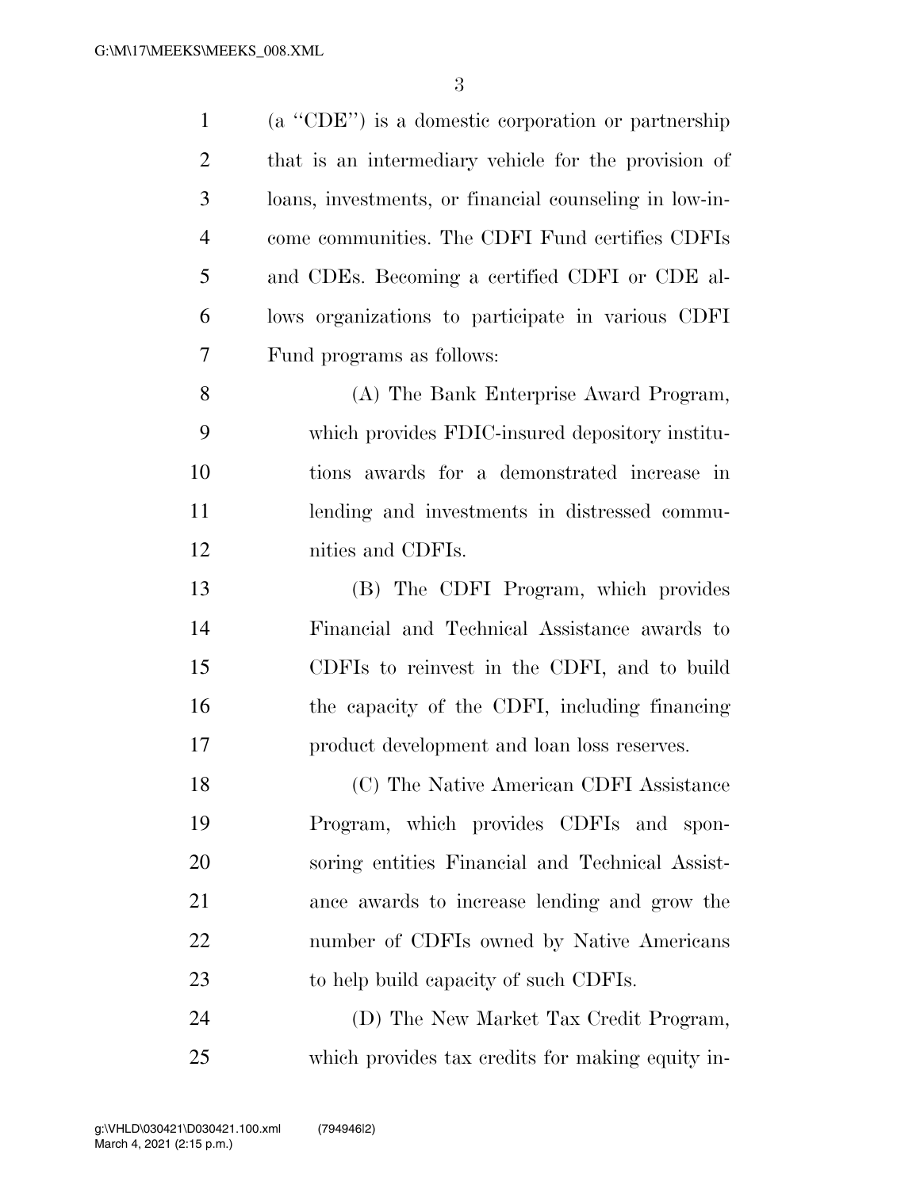(a "CDE") is a domestic corporation or partnership that is an intermediary vehicle for the provision of loans, investments, or financial counseling in low-income communities. The CDFI Fund certifies CDFIs and CDEs. Becoming a certified CDFI or CDE allows organizations to participate in various CDFI Fund programs as follows:

(A) The Bank Enterprise Award Program, which provides FDIC-insured depository institutions awards for a demonstrated increase in lending and investments in distressed communities and CDFIs.

(B) The CDFI Program, which provides Financial and Technical Assistance awards to CDFIs to reinvest in the CDFI, and to build the capacity of the CDFI, including financing product development and loan loss reserves.

(C) The Native American CDFI Assistance Program, which provides CDFIs and sponsoring entities Financial and Technical Assistance awards to increase lending and grow the number of CDFIs owned by Native Americans to help build capacity of such CDFIs.

(D) The New Market Tax Credit Program, which provides tax credits for making equity in-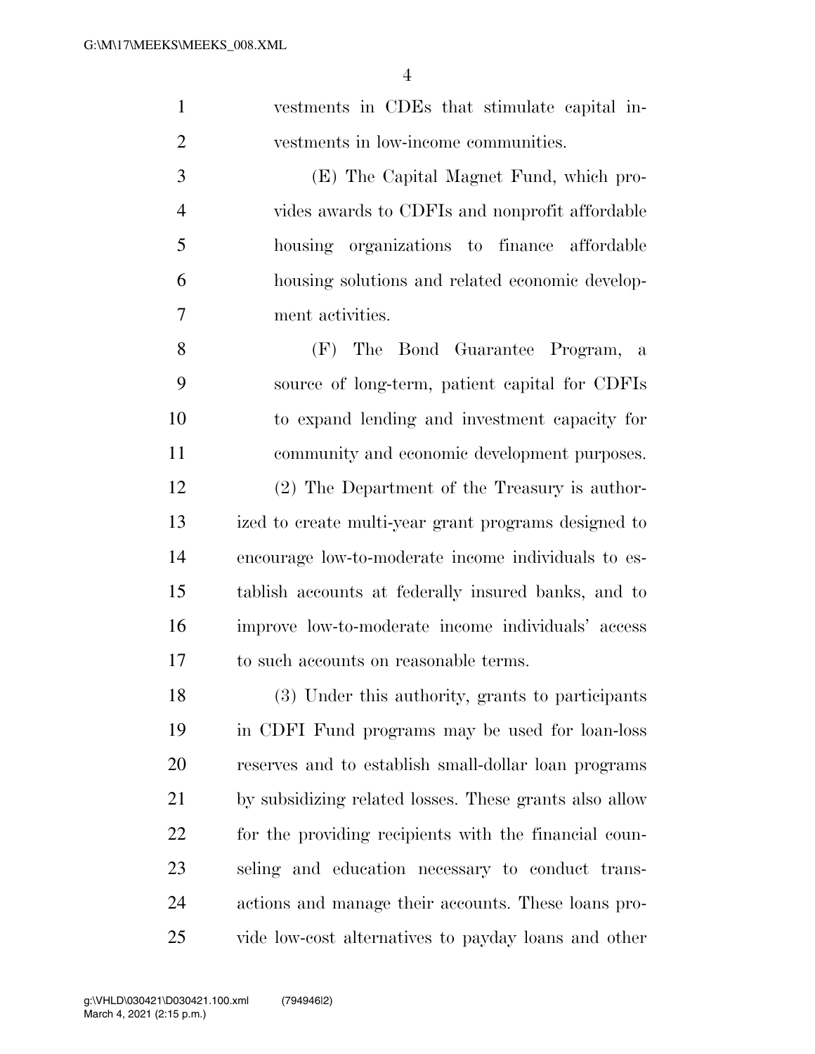vestments in CDEs that stimulate capital investments in low-income communities.

(E) The Capital Magnet Fund, which provides awards to CDFIs and nonprofit affordable housing organizations to finance affordable housing solutions and related economic development activities.

(F) The Bond Guarantee Program, a source of long-term, patient capital for CDFIs to expand lending and investment capacity for community and economic development purposes.

(2) The Department of the Treasury is authorized to create multi-year grant programs designed to encourage low-to-moderate income individuals to establish accounts at federally insured banks, and to improve low-to-moderate income individuals' access to such accounts on reasonable terms.

(3) Under this authority, grants to participants in CDFI Fund programs may be used for loan-loss reserves and to establish small-dollar loan programs by subsidizing related losses. These grants also allow for the providing recipients with the financial counseling and education necessary to conduct transactions and manage their accounts. These loans provide low-cost alternatives to payday loans and other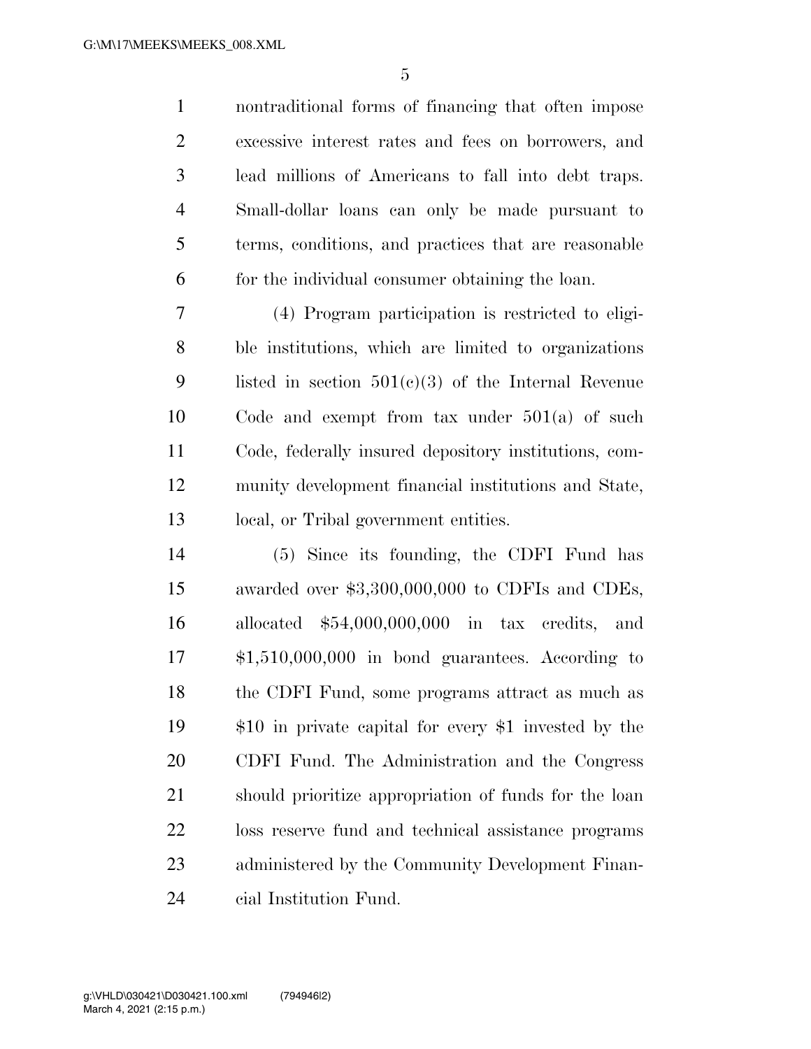nontraditional forms of financing that often impose excessive interest rates and fees on borrowers, and lead millions of Americans to fall into debt traps. Small-dollar loans can only be made pursuant to terms, conditions, and practices that are reasonable for the individual consumer obtaining the loan.

(4) Program participation is restricted to eligible institutions, which are limited to organizations listed in section 501(c)(3) of the Internal Revenue Code and exempt from tax under 501(a) of such Code, federally insured depository institutions, community development financial institutions and State, local, or Tribal government entities.

(5) Since its founding, the CDFI Fund has awarded over $3,300,000,000 to CDFIs and CDEs, allocated $54,000,000,000 in tax credits, and $1,510,000,000 in bond guarantees. According to the CDFI Fund, some programs attract as much as $10 in private capital for every $1 invested by the CDFI Fund. The Administration and the Congress should prioritize appropriation of funds for the loan loss reserve fund and technical assistance programs administered by the Community Development Financial Institution Fund.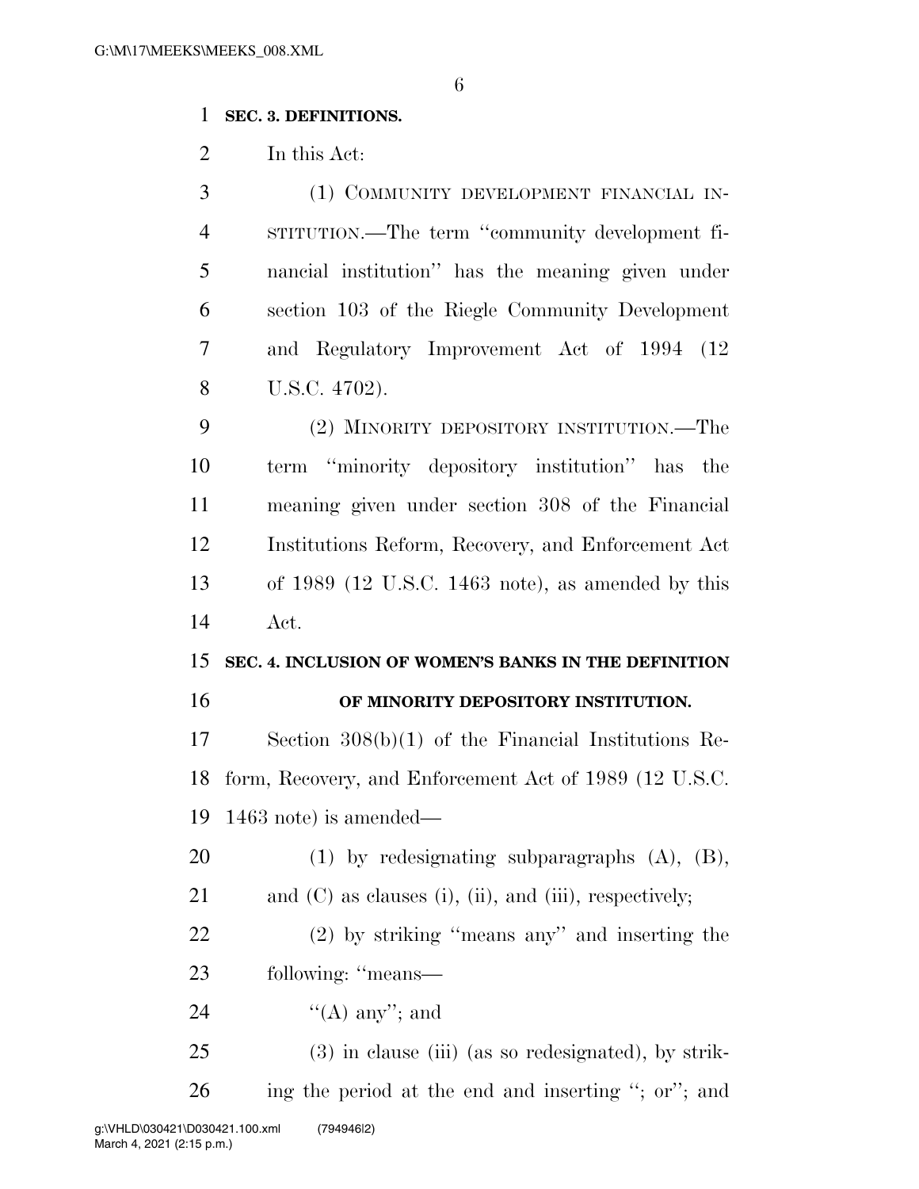**SEC. 3. DEFINITIONS.**

In this Act:

(1) COMMUNITY DEVELOPMENT FINANCIAL INSTITUTION.—The term ''community development financial institution'' has the meaning given under section 103 of the Riegle Community Development and Regulatory Improvement Act of 1994 (12 U.S.C. 4702).

(2) MINORITY DEPOSITORY INSTITUTION.—The term ''minority depository institution'' has the meaning given under section 308 of the Financial Institutions Reform, Recovery, and Enforcement Act of 1989 (12 U.S.C. 1463 note), as amended by this Act.

**SEC. 4. INCLUSION OF WOMEN'S BANKS IN THE DEFINITION OF MINORITY DEPOSITORY INSTITUTION.**

Section 308(b)(1) of the Financial Institutions Reform, Recovery, and Enforcement Act of 1989 (12 U.S.C. 1463 note) is amended—

(1) by redesignating subparagraphs (A), (B), and (C) as clauses (i), (ii), and (iii), respectively;

(2) by striking ''means any'' and inserting the following: ''means—

''(A) any''; and

(3) in clause (iii) (as so redesignated), by striking the period at the end and inserting ''; or''; and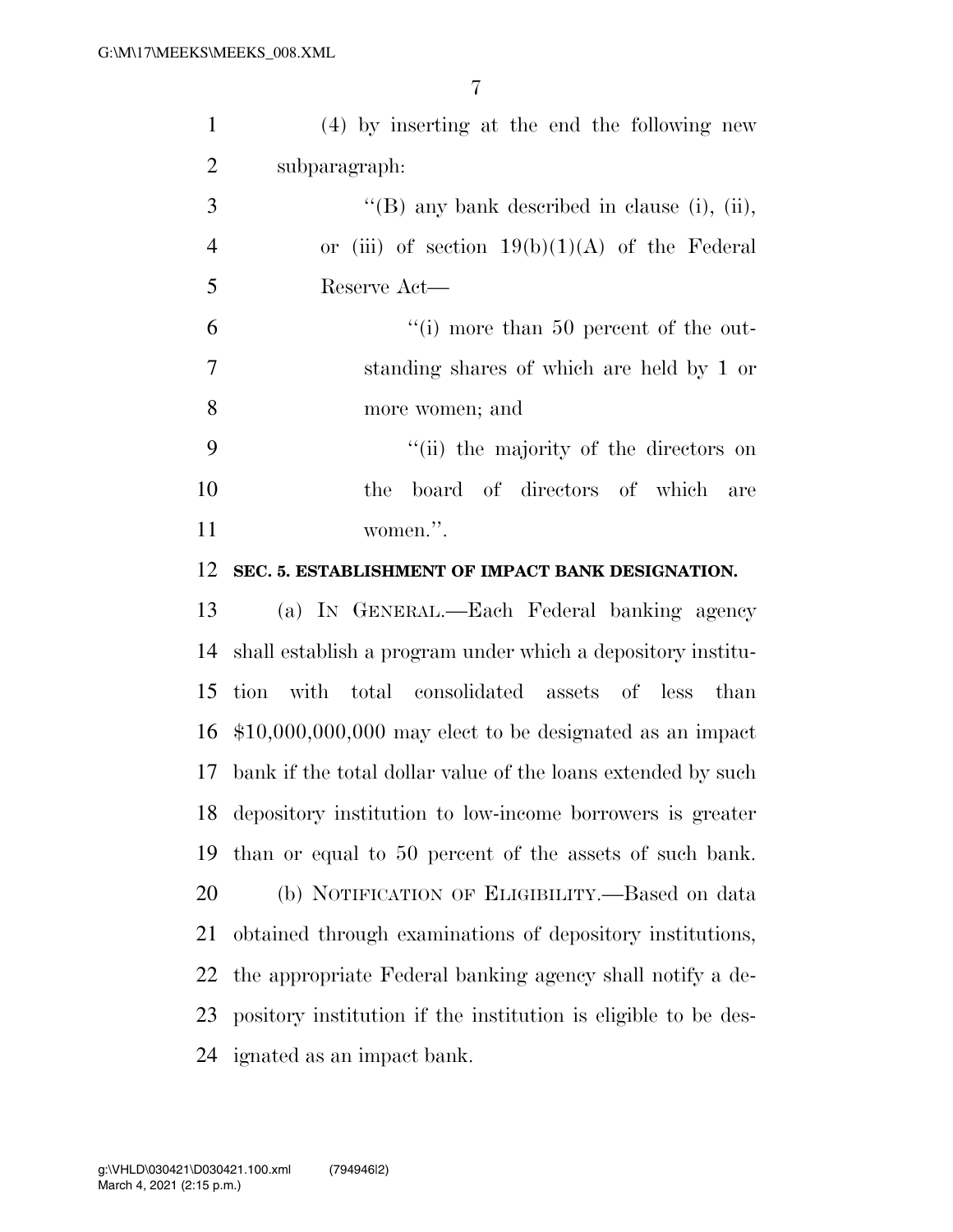(4) by inserting at the end the following new subparagraph:

"(B) any bank described in clause (i), (ii), or (iii) of section 19(b)(1)(A) of the Federal Reserve Act—

"(i) more than 50 percent of the outstanding shares of which are held by 1 or more women; and

"(ii) the majority of the directors on the board of directors of which are women.".

**SEC. 5. ESTABLISHMENT OF IMPACT BANK DESIGNATION.**

(a) IN GENERAL.—Each Federal banking agency shall establish a program under which a depository institution with total consolidated assets of less than $10,000,000,000 may elect to be designated as an impact bank if the total dollar value of the loans extended by such depository institution to low-income borrowers is greater than or equal to 50 percent of the assets of such bank.

(b) NOTIFICATION OF ELIGIBILITY.—Based on data obtained through examinations of depository institutions, the appropriate Federal banking agency shall notify a depository institution if the institution is eligible to be designated as an impact bank.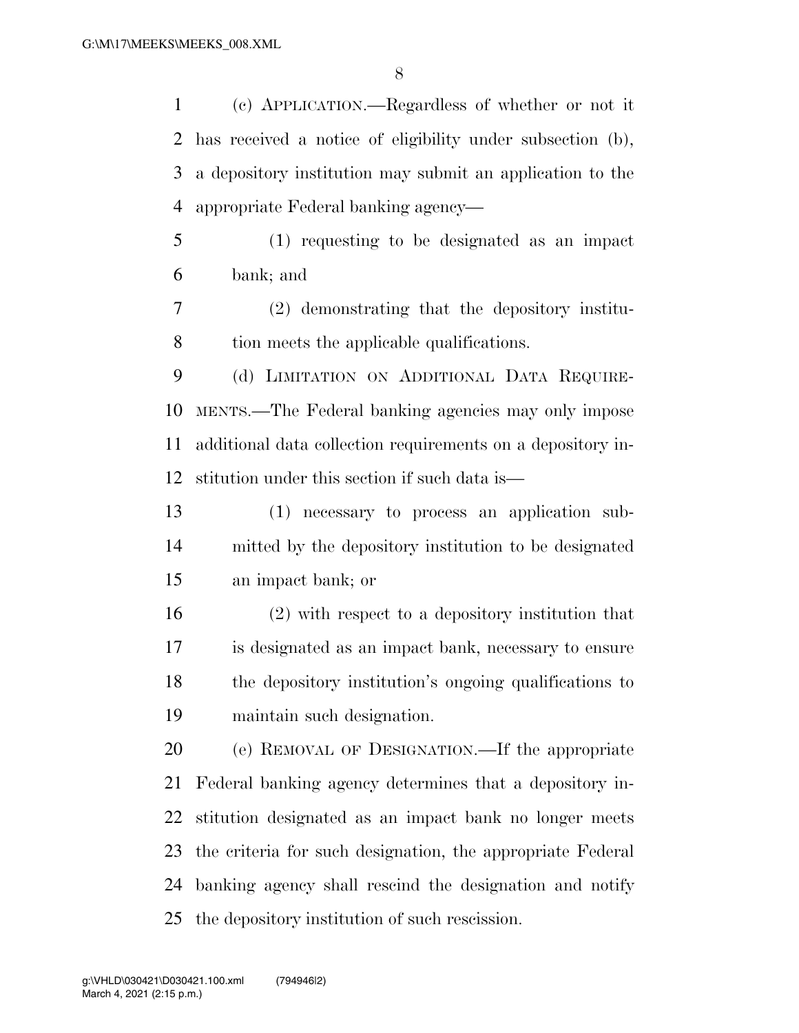(c) APPLICATION.—Regardless of whether or not it has received a notice of eligibility under subsection (b), a depository institution may submit an application to the appropriate Federal banking agency—

(1) requesting to be designated as an impact bank; and

(2) demonstrating that the depository institution meets the applicable qualifications.

(d) LIMITATION ON ADDITIONAL DATA REQUIREMENTS.—The Federal banking agencies may only impose additional data collection requirements on a depository institution under this section if such data is—

(1) necessary to process an application submitted by the depository institution to be designated an impact bank; or

(2) with respect to a depository institution that is designated as an impact bank, necessary to ensure the depository institution's ongoing qualifications to maintain such designation.

(e) REMOVAL OF DESIGNATION.—If the appropriate Federal banking agency determines that a depository institution designated as an impact bank no longer meets the criteria for such designation, the appropriate Federal banking agency shall rescind the designation and notify the depository institution of such rescission.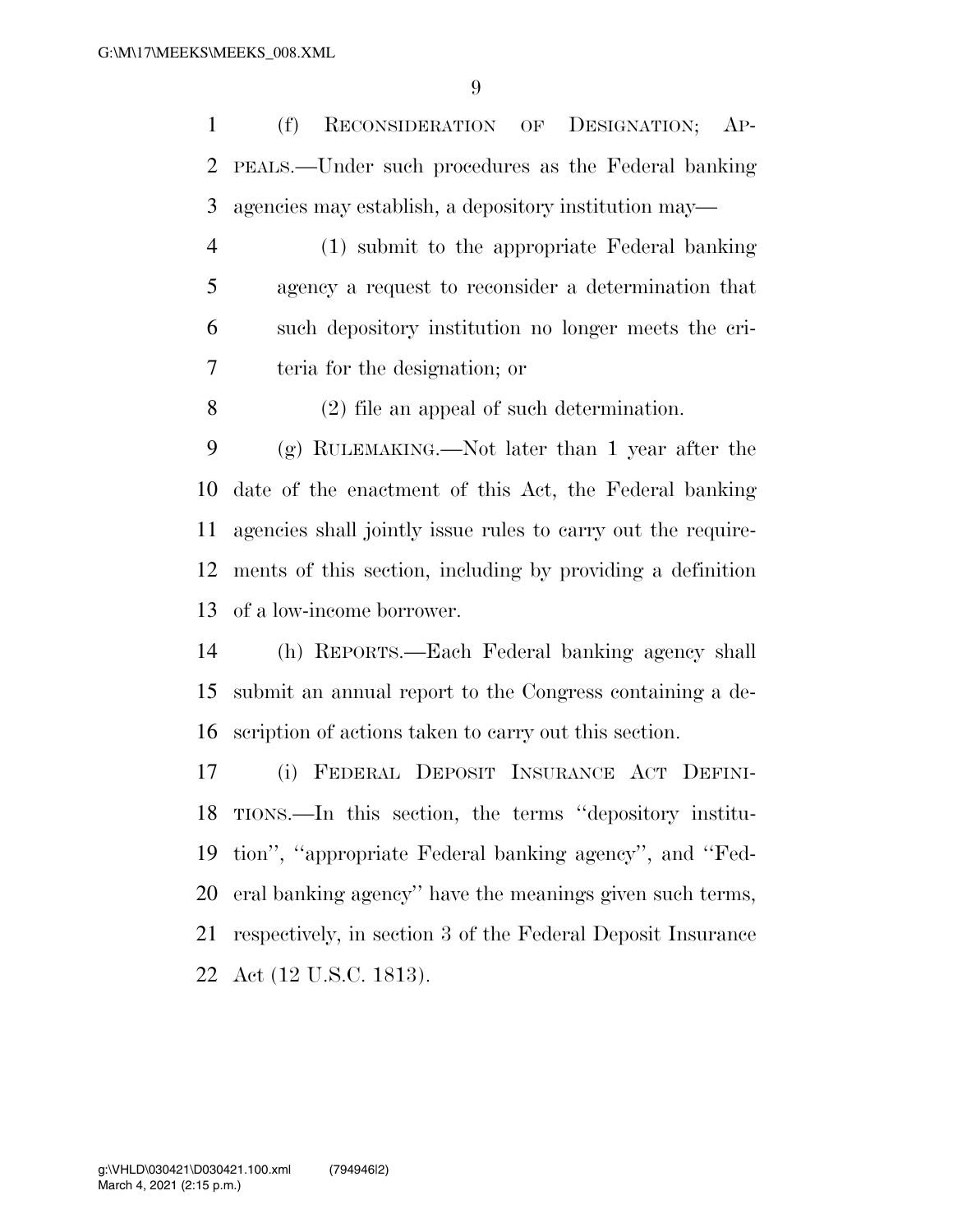(f) RECONSIDERATION OF DESIGNATION; APPEALS.—Under such procedures as the Federal banking agencies may establish, a depository institution may—

(1) submit to the appropriate Federal banking agency a request to reconsider a determination that such depository institution no longer meets the criteria for the designation; or

(2) file an appeal of such determination.

(g) RULEMAKING.—Not later than 1 year after the date of the enactment of this Act, the Federal banking agencies shall jointly issue rules to carry out the requirements of this section, including by providing a definition of a low-income borrower.

(h) REPORTS.—Each Federal banking agency shall submit an annual report to the Congress containing a description of actions taken to carry out this section.

(i) FEDERAL DEPOSIT INSURANCE ACT DEFINITIONS.—In this section, the terms "depository institution", "appropriate Federal banking agency", and "Federal banking agency" have the meanings given such terms, respectively, in section 3 of the Federal Deposit Insurance Act (12 U.S.C. 1813).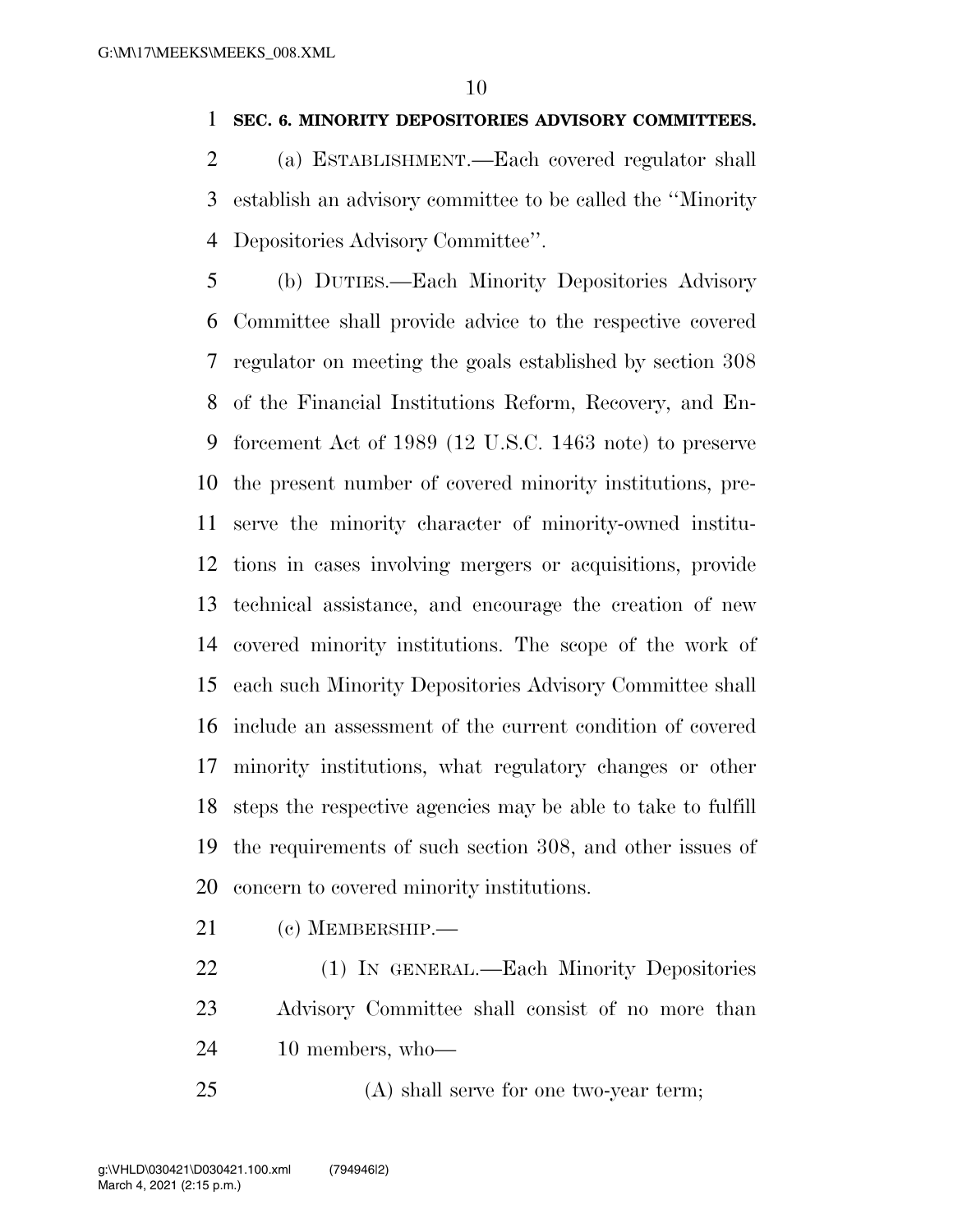**SEC. 6. MINORITY DEPOSITORIES ADVISORY COMMITTEES.**

(a) ESTABLISHMENT.—Each covered regulator shall establish an advisory committee to be called the ''Minority Depositories Advisory Committee''.

(b) DUTIES.—Each Minority Depositories Advisory Committee shall provide advice to the respective covered regulator on meeting the goals established by section 308 of the Financial Institutions Reform, Recovery, and Enforcement Act of 1989 (12 U.S.C. 1463 note) to preserve the present number of covered minority institutions, preserve the minority character of minority-owned institutions in cases involving mergers or acquisitions, provide technical assistance, and encourage the creation of new covered minority institutions. The scope of the work of each such Minority Depositories Advisory Committee shall include an assessment of the current condition of covered minority institutions, what regulatory changes or other steps the respective agencies may be able to take to fulfill the requirements of such section 308, and other issues of concern to covered minority institutions.

(c) MEMBERSHIP.—

(1) IN GENERAL.—Each Minority Depositories Advisory Committee shall consist of no more than 10 members, who—

(A) shall serve for one two-year term;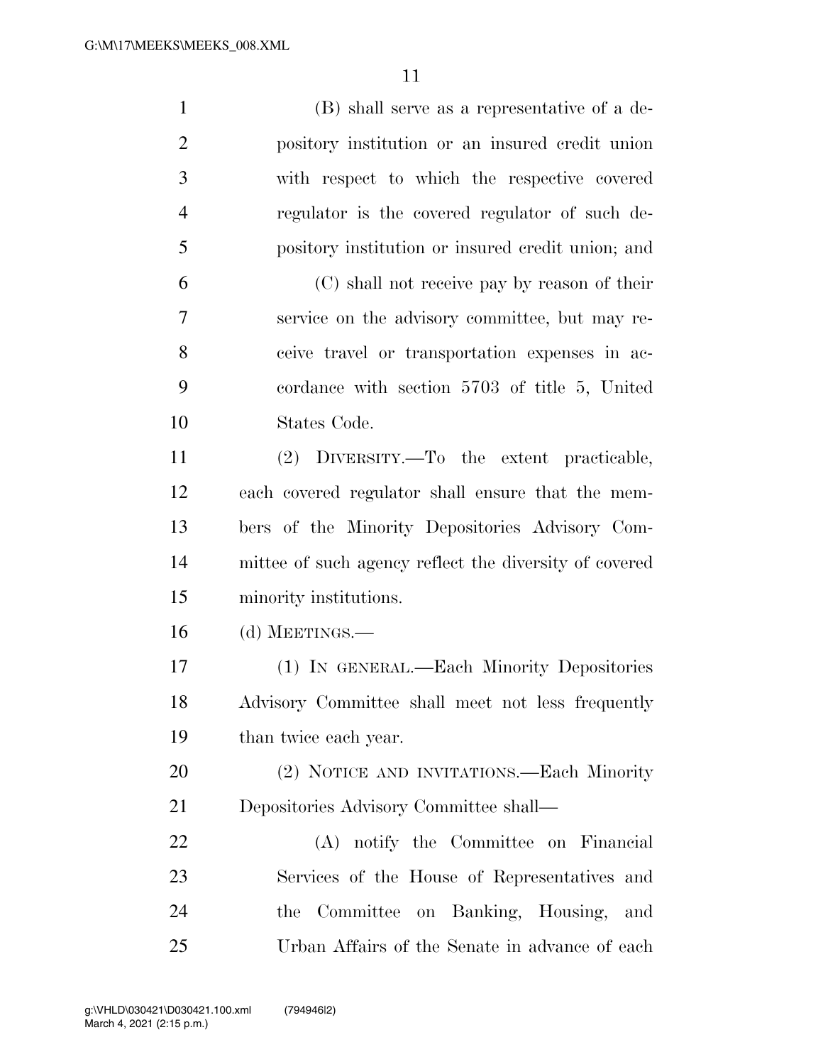(B) shall serve as a representative of a depository institution or an insured credit union with respect to which the respective covered regulator is the covered regulator of such depository institution or insured credit union; and

(C) shall not receive pay by reason of their service on the advisory committee, but may receive travel or transportation expenses in accordance with section 5703 of title 5, United States Code.

(2) DIVERSITY.—To the extent practicable, each covered regulator shall ensure that the members of the Minority Depositories Advisory Committee of such agency reflect the diversity of covered minority institutions.

(d) MEETINGS.—

(1) IN GENERAL.—Each Minority Depositories Advisory Committee shall meet not less frequently than twice each year.

(2) NOTICE AND INVITATIONS.—Each Minority Depositories Advisory Committee shall—

(A) notify the Committee on Financial Services of the House of Representatives and the Committee on Banking, Housing, and Urban Affairs of the Senate in advance of each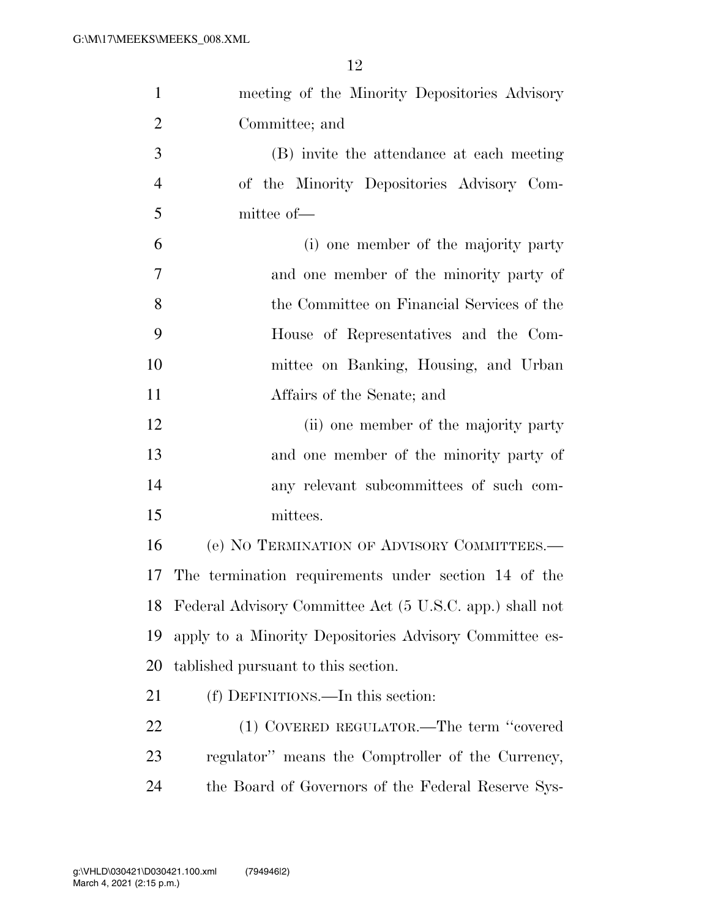meeting of the Minority Depositories Advisory Committee; and

(B) invite the attendance at each meeting of the Minority Depositories Advisory Committee of—

(i) one member of the majority party and one member of the minority party of the Committee on Financial Services of the House of Representatives and the Committee on Banking, Housing, and Urban Affairs of the Senate; and

(ii) one member of the majority party and one member of the minority party of any relevant subcommittees of such committees.

(e) NO TERMINATION OF ADVISORY COMMITTEES.—The termination requirements under section 14 of the Federal Advisory Committee Act (5 U.S.C. app.) shall not apply to a Minority Depositories Advisory Committee established pursuant to this section.

(f) DEFINITIONS.—In this section:

(1) COVERED REGULATOR.—The term ''covered regulator'' means the Comptroller of the Currency, the Board of Governors of the Federal Reserve Sys-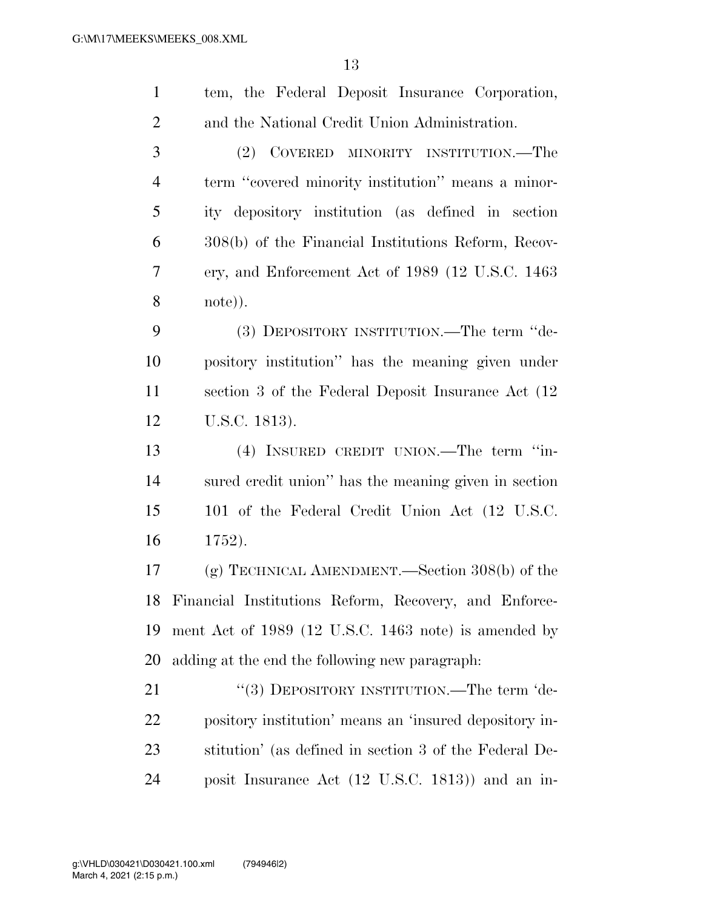tem, the Federal Deposit Insurance Corporation, and the National Credit Union Administration.

(2) COVERED MINORITY INSTITUTION.—The term "covered minority institution" means a minority depository institution (as defined in section 308(b) of the Financial Institutions Reform, Recovery, and Enforcement Act of 1989 (12 U.S.C. 1463 note)).

(3) DEPOSITORY INSTITUTION.—The term "depository institution" has the meaning given under section 3 of the Federal Deposit Insurance Act (12 U.S.C. 1813).

(4) INSURED CREDIT UNION.—The term "insured credit union" has the meaning given in section 101 of the Federal Credit Union Act (12 U.S.C. 1752).

(g) TECHNICAL AMENDMENT.—Section 308(b) of the Financial Institutions Reform, Recovery, and Enforcement Act of 1989 (12 U.S.C. 1463 note) is amended by adding at the end the following new paragraph:

"(3) DEPOSITORY INSTITUTION.—The term 'depository institution' means an 'insured depository institution' (as defined in section 3 of the Federal Deposit Insurance Act (12 U.S.C. 1813)) and an in-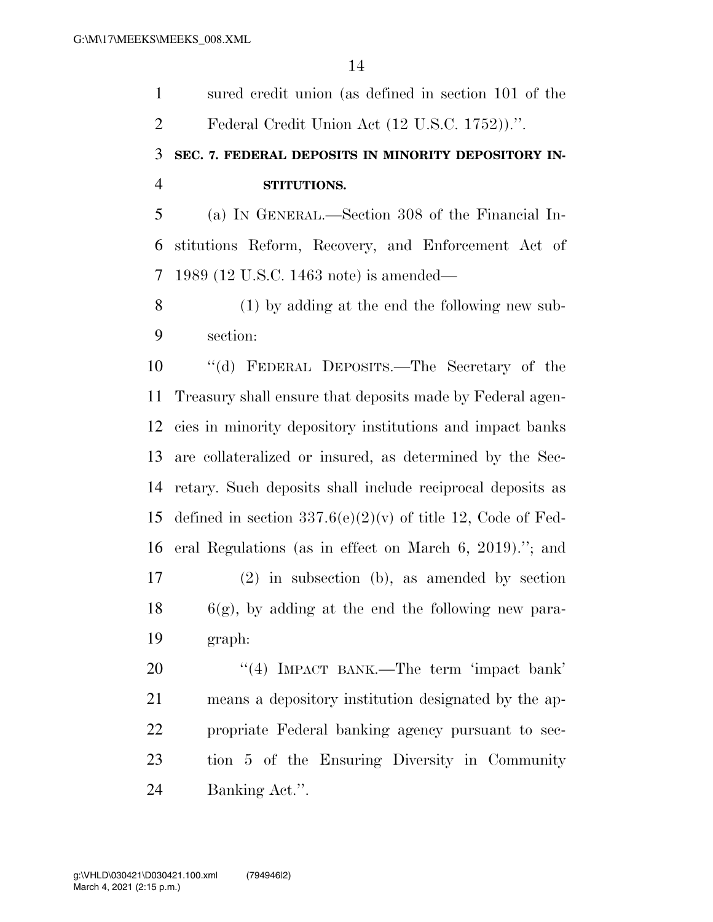sured credit union (as defined in section 101 of the Federal Credit Union Act (12 U.S.C. 1752)).''.

### SEC. 7. FEDERAL DEPOSITS IN MINORITY DEPOSITORY INSTITUTIONS.

(a) IN GENERAL.—Section 308 of the Financial Institutions Reform, Recovery, and Enforcement Act of 1989 (12 U.S.C. 1463 note) is amended—

(1) by adding at the end the following new subsection:

''(d) FEDERAL DEPOSITS.—The Secretary of the Treasury shall ensure that deposits made by Federal agencies in minority depository institutions and impact banks are collateralized or insured, as determined by the Secretary. Such deposits shall include reciprocal deposits as defined in section 337.6(e)(2)(v) of title 12, Code of Federal Regulations (as in effect on March 6, 2019).''; and

(2) in subsection (b), as amended by section 6(g), by adding at the end the following new paragraph:

''(4) IMPACT BANK.—The term 'impact bank' means a depository institution designated by the appropriate Federal banking agency pursuant to section 5 of the Ensuring Diversity in Community Banking Act.''.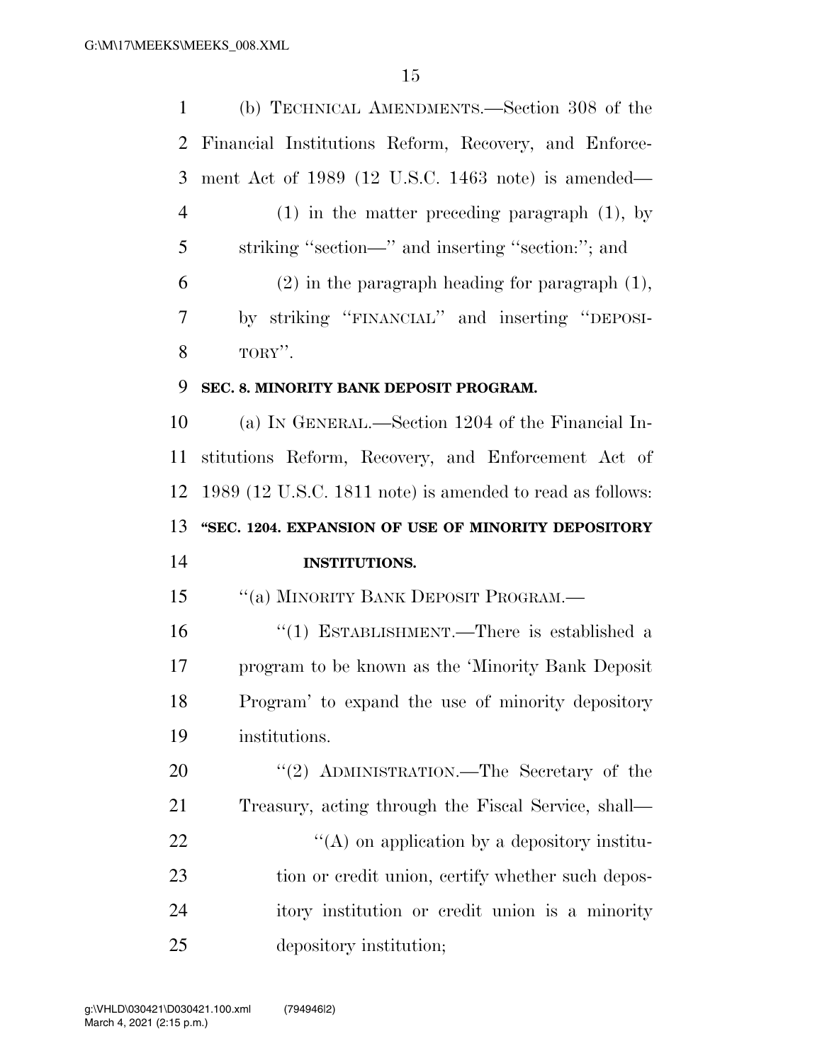(b) TECHNICAL AMENDMENTS.—Section 308 of the Financial Institutions Reform, Recovery, and Enforcement Act of 1989 (12 U.S.C. 1463 note) is amended—

(1) in the matter preceding paragraph (1), by striking ''section—'' and inserting ''section:''; and

(2) in the paragraph heading for paragraph (1), by striking ''FINANCIAL'' and inserting ''DEPOSITORY''.

**SEC. 8. MINORITY BANK DEPOSIT PROGRAM.**

(a) IN GENERAL.—Section 1204 of the Financial Institutions Reform, Recovery, and Enforcement Act of 1989 (12 U.S.C. 1811 note) is amended to read as follows:

**''SEC. 1204. EXPANSION OF USE OF MINORITY DEPOSITORY INSTITUTIONS.**

''(a) MINORITY BANK DEPOSIT PROGRAM.—

''(1) ESTABLISHMENT.—There is established a program to be known as the 'Minority Bank Deposit Program' to expand the use of minority depository institutions.

''(2) ADMINISTRATION.—The Secretary of the Treasury, acting through the Fiscal Service, shall—

''(A) on application by a depository institution or credit union, certify whether such depository institution or credit union is a minority depository institution;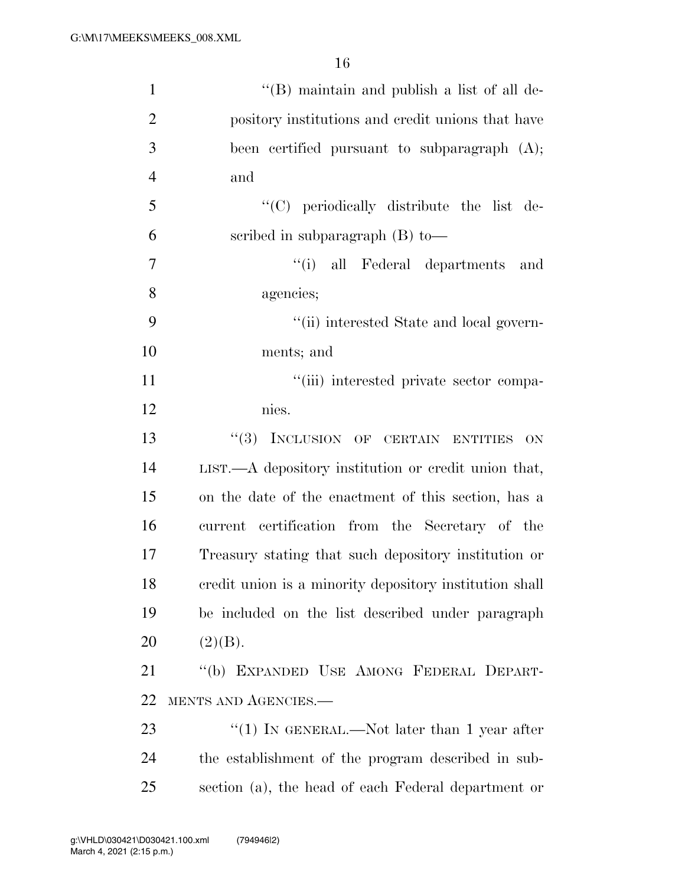''(B) maintain and publish a list of all depository institutions and credit unions that have been certified pursuant to subparagraph (A); and

''(C) periodically distribute the list described in subparagraph (B) to—

''(i) all Federal departments and agencies;

''(ii) interested State and local governments; and

''(iii) interested private sector companies.

''(3) INCLUSION OF CERTAIN ENTITIES ON LIST.—A depository institution or credit union that, on the date of the enactment of this section, has a current certification from the Secretary of the Treasury stating that such depository institution or credit union is a minority depository institution shall be included on the list described under paragraph (2)(B).

''(b) EXPANDED USE AMONG FEDERAL DEPARTMENTS AND AGENCIES.—

''(1) IN GENERAL.—Not later than 1 year after the establishment of the program described in subsection (a), the head of each Federal department or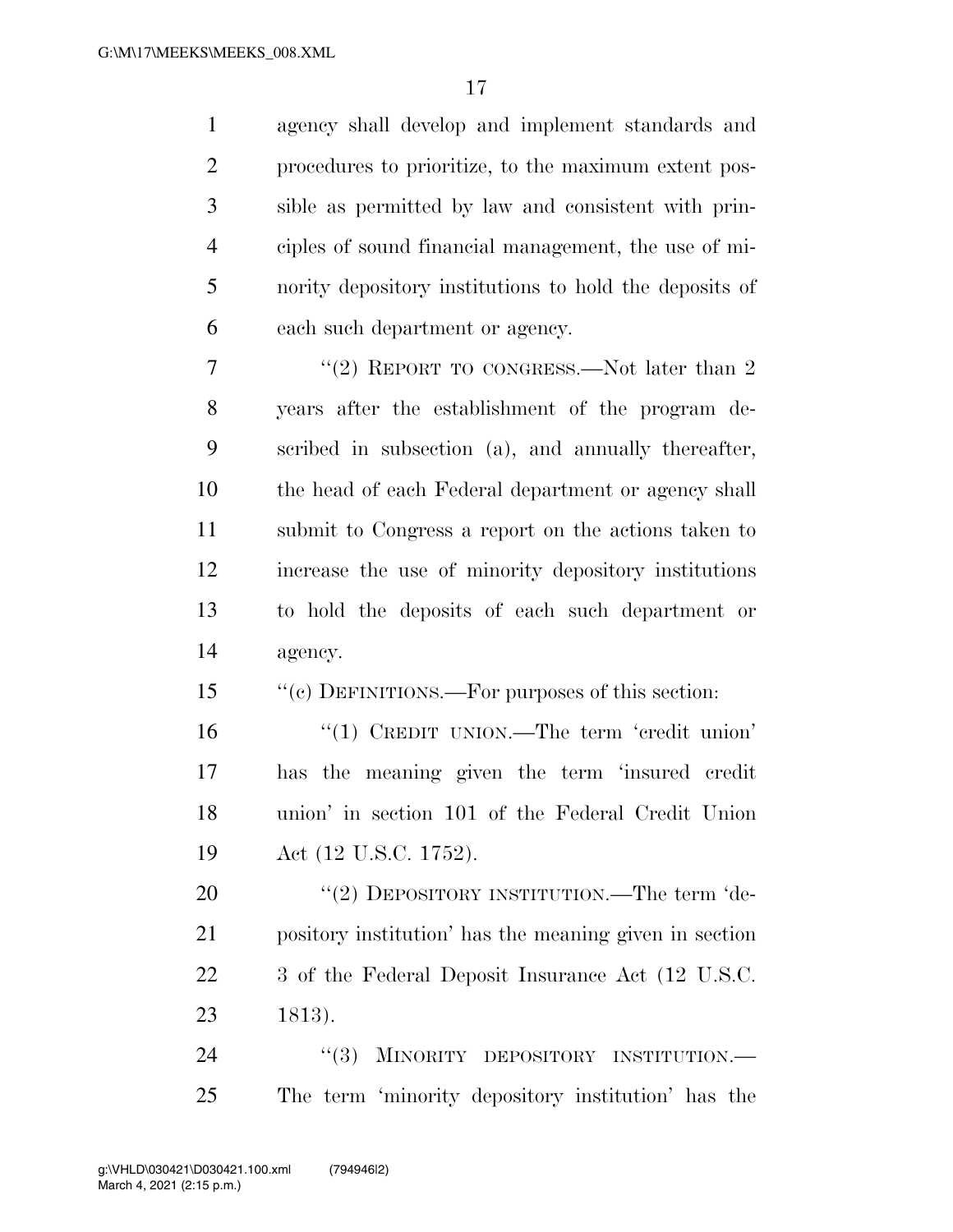agency shall develop and implement standards and procedures to prioritize, to the maximum extent possible as permitted by law and consistent with principles of sound financial management, the use of minority depository institutions to hold the deposits of each such department or agency.

"(2) REPORT TO CONGRESS.—Not later than 2 years after the establishment of the program described in subsection (a), and annually thereafter, the head of each Federal department or agency shall submit to Congress a report on the actions taken to increase the use of minority depository institutions to hold the deposits of each such department or agency.

"(c) DEFINITIONS.—For purposes of this section:

"(1) CREDIT UNION.—The term 'credit union' has the meaning given the term 'insured credit union' in section 101 of the Federal Credit Union Act (12 U.S.C. 1752).

"(2) DEPOSITORY INSTITUTION.—The term 'depository institution' has the meaning given in section 3 of the Federal Deposit Insurance Act (12 U.S.C. 1813).

"(3) MINORITY DEPOSITORY INSTITUTION.—The term 'minority depository institution' has the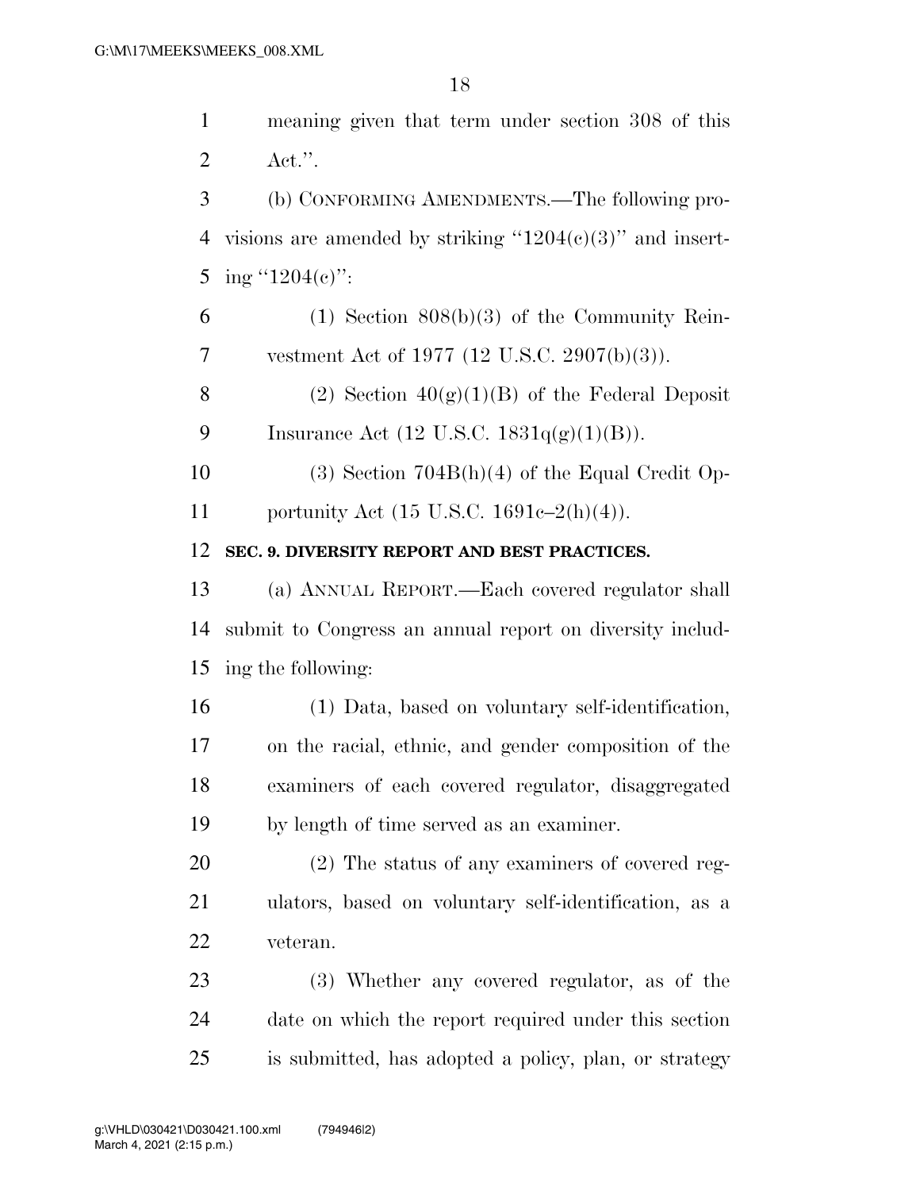meaning given that term under section 308 of this Act.''.

(b) CONFORMING AMENDMENTS.—The following provisions are amended by striking ''1204(c)(3)'' and inserting ''1204(c)'':

(1) Section 808(b)(3) of the Community Reinvestment Act of 1977 (12 U.S.C. 2907(b)(3)).

(2) Section 40(g)(1)(B) of the Federal Deposit Insurance Act (12 U.S.C. 1831q(g)(1)(B)).

(3) Section 704B(h)(4) of the Equal Credit Opportunity Act (15 U.S.C. 1691c–2(h)(4)).

**SEC. 9. DIVERSITY REPORT AND BEST PRACTICES.**

(a) ANNUAL REPORT.—Each covered regulator shall submit to Congress an annual report on diversity including the following:

(1) Data, based on voluntary self-identification, on the racial, ethnic, and gender composition of the examiners of each covered regulator, disaggregated by length of time served as an examiner.

(2) The status of any examiners of covered regulators, based on voluntary self-identification, as a veteran.

(3) Whether any covered regulator, as of the date on which the report required under this section is submitted, has adopted a policy, plan, or strategy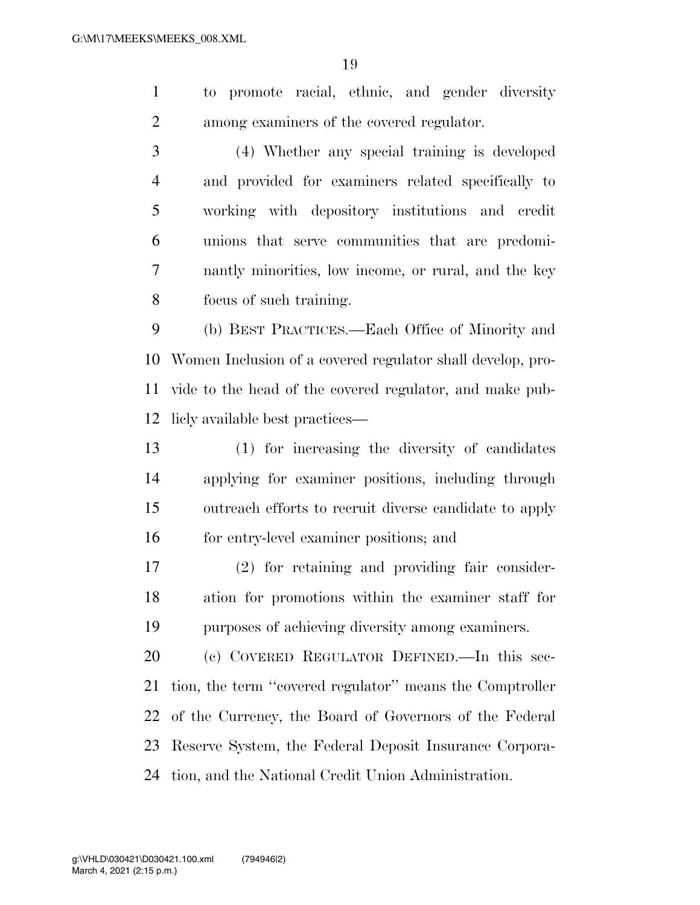to promote racial, ethnic, and gender diversity among examiners of the covered regulator.

(4) Whether any special training is developed and provided for examiners related specifically to working with depository institutions and credit unions that serve communities that are predominantly minorities, low income, or rural, and the key focus of such training.

(b) BEST PRACTICES.—Each Office of Minority and Women Inclusion of a covered regulator shall develop, provide to the head of the covered regulator, and make publicly available best practices—

(1) for increasing the diversity of candidates applying for examiner positions, including through outreach efforts to recruit diverse candidate to apply for entry-level examiner positions; and

(2) for retaining and providing fair consideration for promotions within the examiner staff for purposes of achieving diversity among examiners.

(c) COVERED REGULATOR DEFINED.—In this section, the term ''covered regulator'' means the Comptroller of the Currency, the Board of Governors of the Federal Reserve System, the Federal Deposit Insurance Corporation, and the National Credit Union Administration.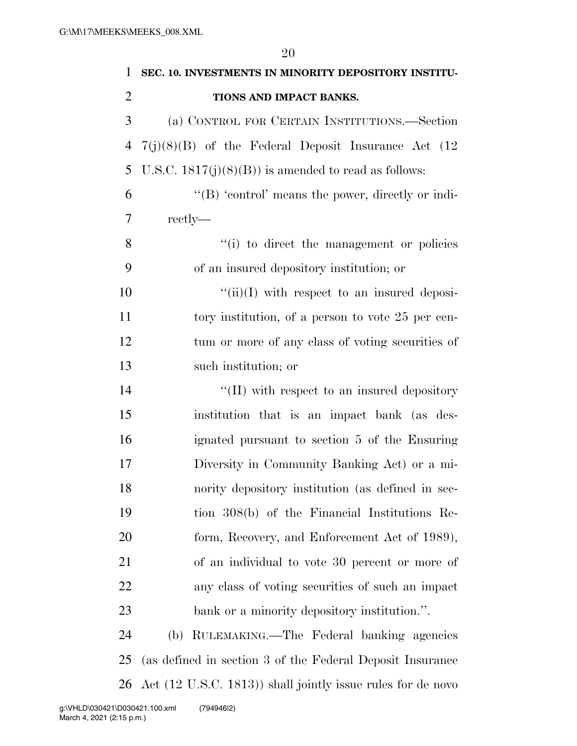**SEC. 10. INVESTMENTS IN MINORITY DEPOSITORY INSTITUTIONS AND IMPACT BANKS.**

(a) CONTROL FOR CERTAIN INSTITUTIONS.—Section 7(j)(8)(B) of the Federal Deposit Insurance Act (12 U.S.C. 1817(j)(8)(B)) is amended to read as follows:

"(B) 'control' means the power, directly or indirectly—

"(i) to direct the management or policies of an insured depository institution; or

"(ii)(I) with respect to an insured depository institution, of a person to vote 25 per centum or more of any class of voting securities of such institution; or

"(II) with respect to an insured depository institution that is an impact bank (as designated pursuant to section 5 of the Ensuring Diversity in Community Banking Act) or a minority depository institution (as defined in section 308(b) of the Financial Institutions Reform, Recovery, and Enforcement Act of 1989), of an individual to vote 30 percent or more of any class of voting securities of such an impact bank or a minority depository institution.".

(b) RULEMAKING.—The Federal banking agencies (as defined in section 3 of the Federal Deposit Insurance Act (12 U.S.C. 1813)) shall jointly issue rules for de novo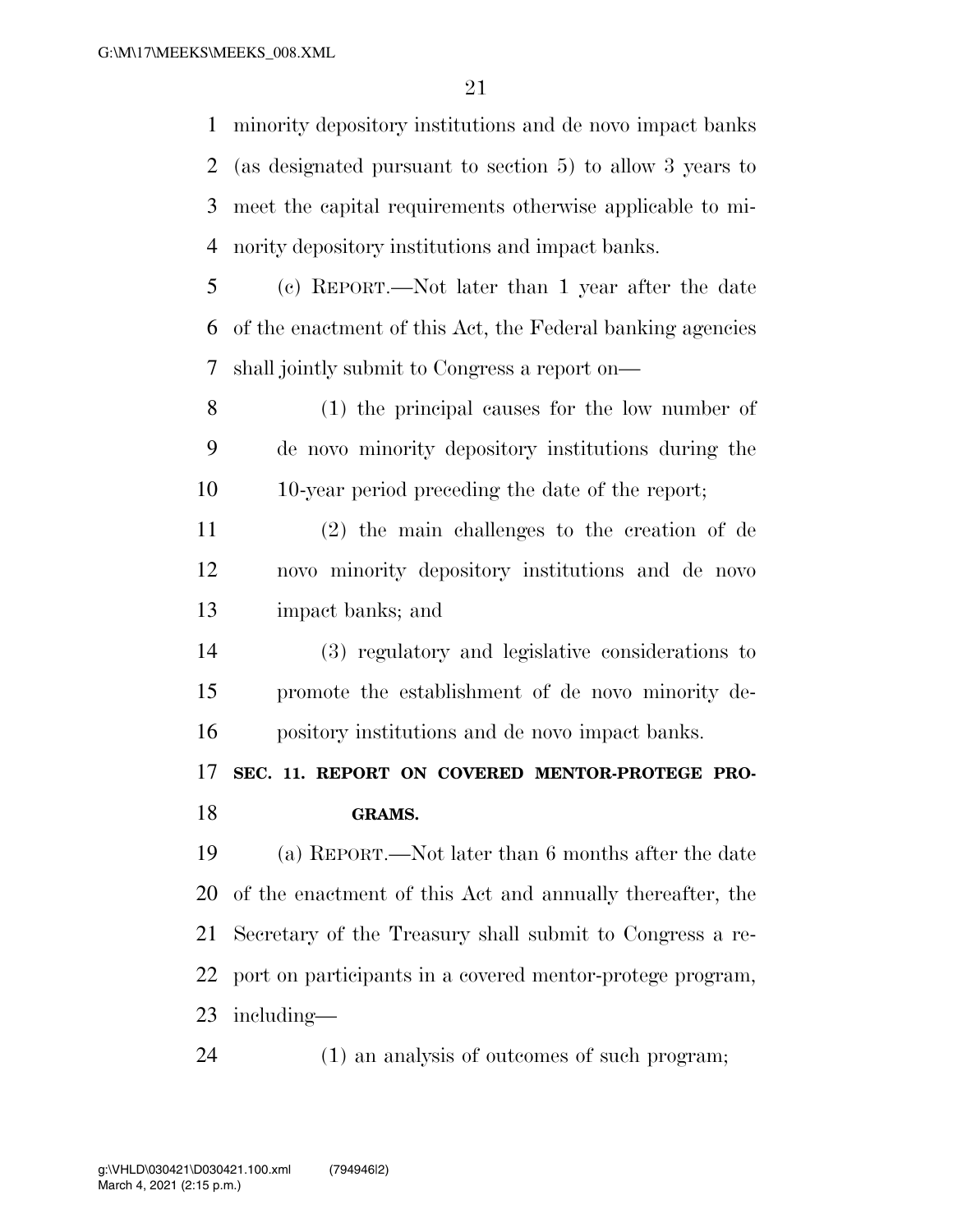minority depository institutions and de novo impact banks (as designated pursuant to section 5) to allow 3 years to meet the capital requirements otherwise applicable to minority depository institutions and impact banks.

(c) REPORT.—Not later than 1 year after the date of the enactment of this Act, the Federal banking agencies shall jointly submit to Congress a report on—

(1) the principal causes for the low number of de novo minority depository institutions during the 10-year period preceding the date of the report;

(2) the main challenges to the creation of de novo minority depository institutions and de novo impact banks; and

(3) regulatory and legislative considerations to promote the establishment of de novo minority depository institutions and de novo impact banks.

**SEC. 11. REPORT ON COVERED MENTOR-PROTEGE PROGRAMS.**

(a) REPORT.—Not later than 6 months after the date of the enactment of this Act and annually thereafter, the Secretary of the Treasury shall submit to Congress a report on participants in a covered mentor-protege program, including—

(1) an analysis of outcomes of such program;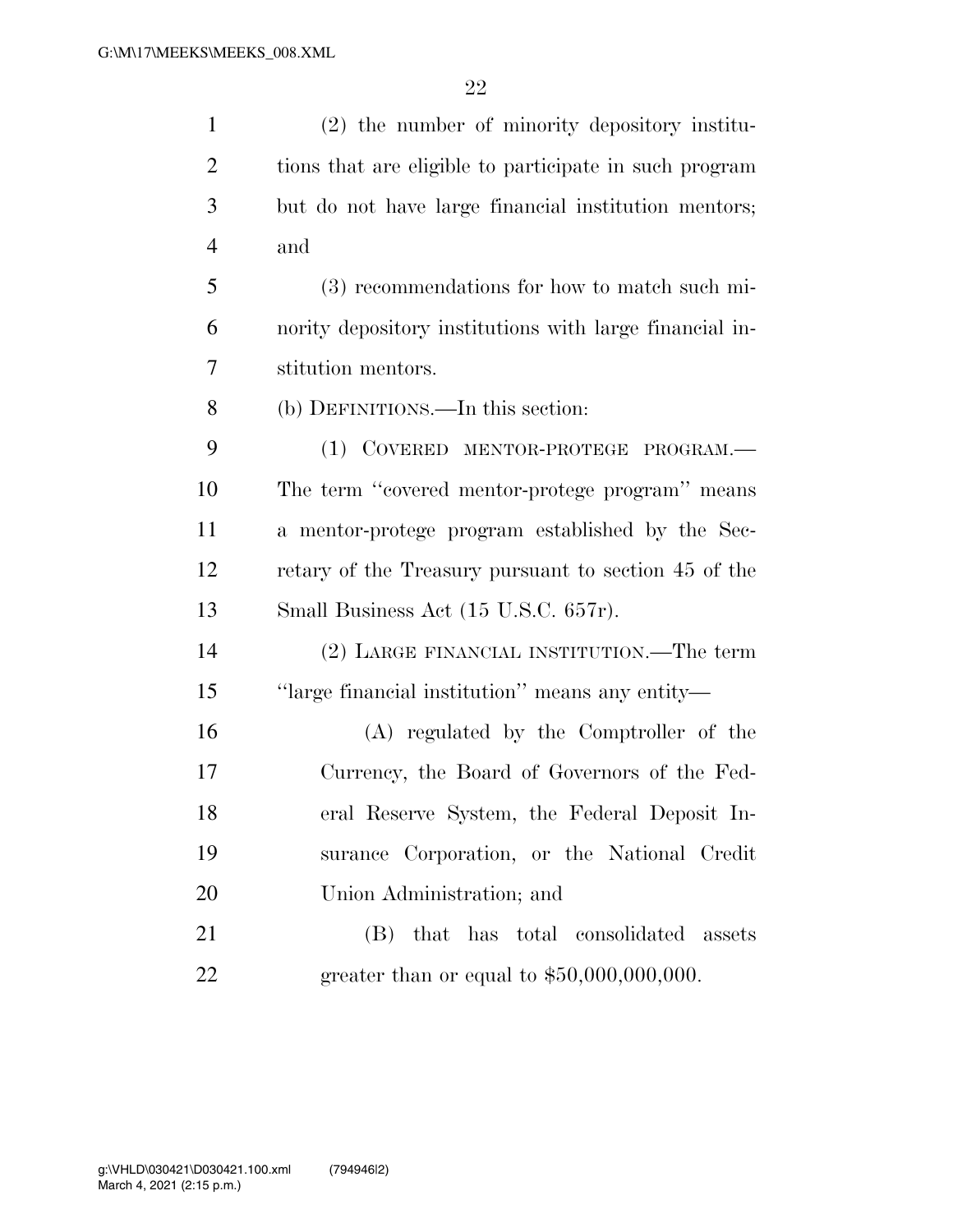(2) the number of minority depository institutions that are eligible to participate in such program but do not have large financial institution mentors; and

(3) recommendations for how to match such minority depository institutions with large financial institution mentors.

(b) DEFINITIONS.—In this section:

(1) COVERED MENTOR-PROTEGE PROGRAM.—The term ''covered mentor-protege program'' means a mentor-protege program established by the Secretary of the Treasury pursuant to section 45 of the Small Business Act (15 U.S.C. 657r).

(2) LARGE FINANCIAL INSTITUTION.—The term ''large financial institution'' means any entity—

(A) regulated by the Comptroller of the Currency, the Board of Governors of the Federal Reserve System, the Federal Deposit Insurance Corporation, or the National Credit Union Administration; and

(B) that has total consolidated assets greater than or equal to $50,000,000,000.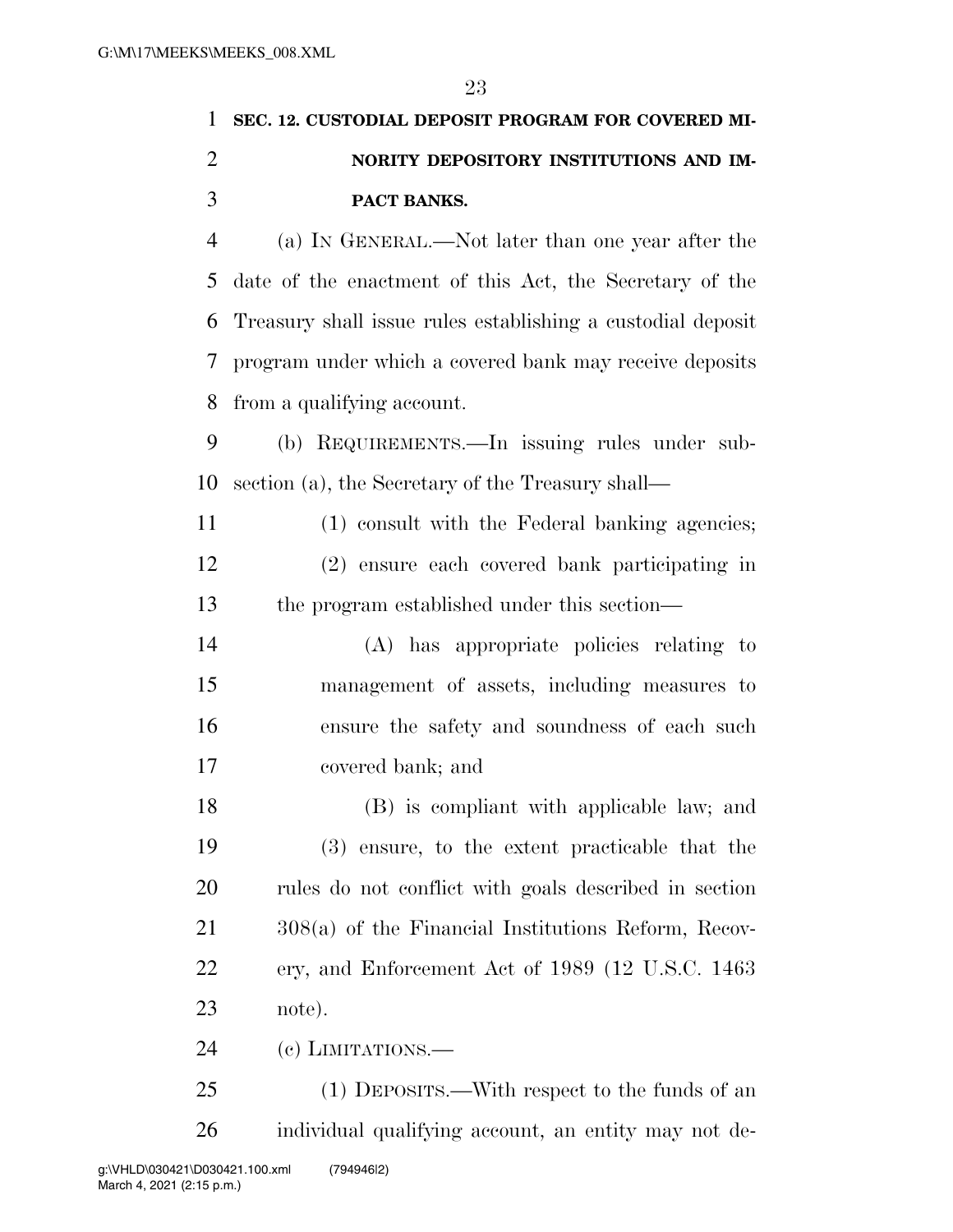**SEC. 12. CUSTODIAL DEPOSIT PROGRAM FOR COVERED MINORITY DEPOSITORY INSTITUTIONS AND IMPACT BANKS.**

(a) IN GENERAL.—Not later than one year after the date of the enactment of this Act, the Secretary of the Treasury shall issue rules establishing a custodial deposit program under which a covered bank may receive deposits from a qualifying account.

(b) REQUIREMENTS.—In issuing rules under subsection (a), the Secretary of the Treasury shall—

(1) consult with the Federal banking agencies;

(2) ensure each covered bank participating in the program established under this section—

(A) has appropriate policies relating to management of assets, including measures to ensure the safety and soundness of each such covered bank; and

(B) is compliant with applicable law; and

(3) ensure, to the extent practicable that the rules do not conflict with goals described in section 308(a) of the Financial Institutions Reform, Recovery, and Enforcement Act of 1989 (12 U.S.C. 1463 note).

(c) LIMITATIONS.—

(1) DEPOSITS.—With respect to the funds of an individual qualifying account, an entity may not de-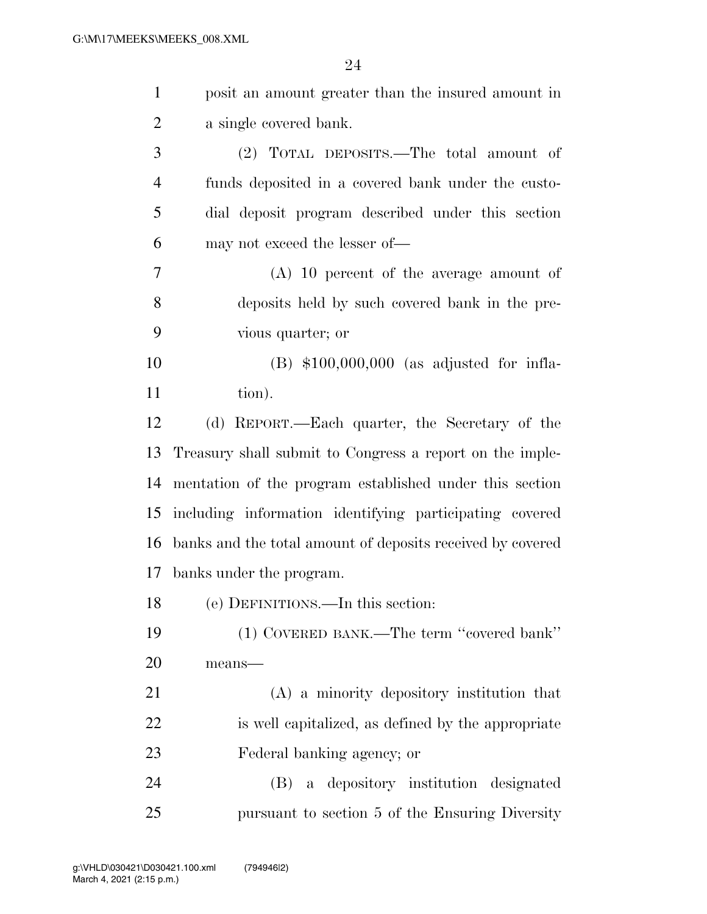posit an amount greater than the insured amount in a single covered bank.

(2) TOTAL DEPOSITS.—The total amount of funds deposited in a covered bank under the custodial deposit program described under this section may not exceed the lesser of—

(A) 10 percent of the average amount of deposits held by such covered bank in the previous quarter; or

(B) $100,000,000 (as adjusted for inflation).

(d) REPORT.—Each quarter, the Secretary of the Treasury shall submit to Congress a report on the implementation of the program established under this section including information identifying participating covered banks and the total amount of deposits received by covered banks under the program.

(e) DEFINITIONS.—In this section:

(1) COVERED BANK.—The term ''covered bank'' means—

(A) a minority depository institution that is well capitalized, as defined by the appropriate Federal banking agency; or

(B) a depository institution designated pursuant to section 5 of the Ensuring Diversity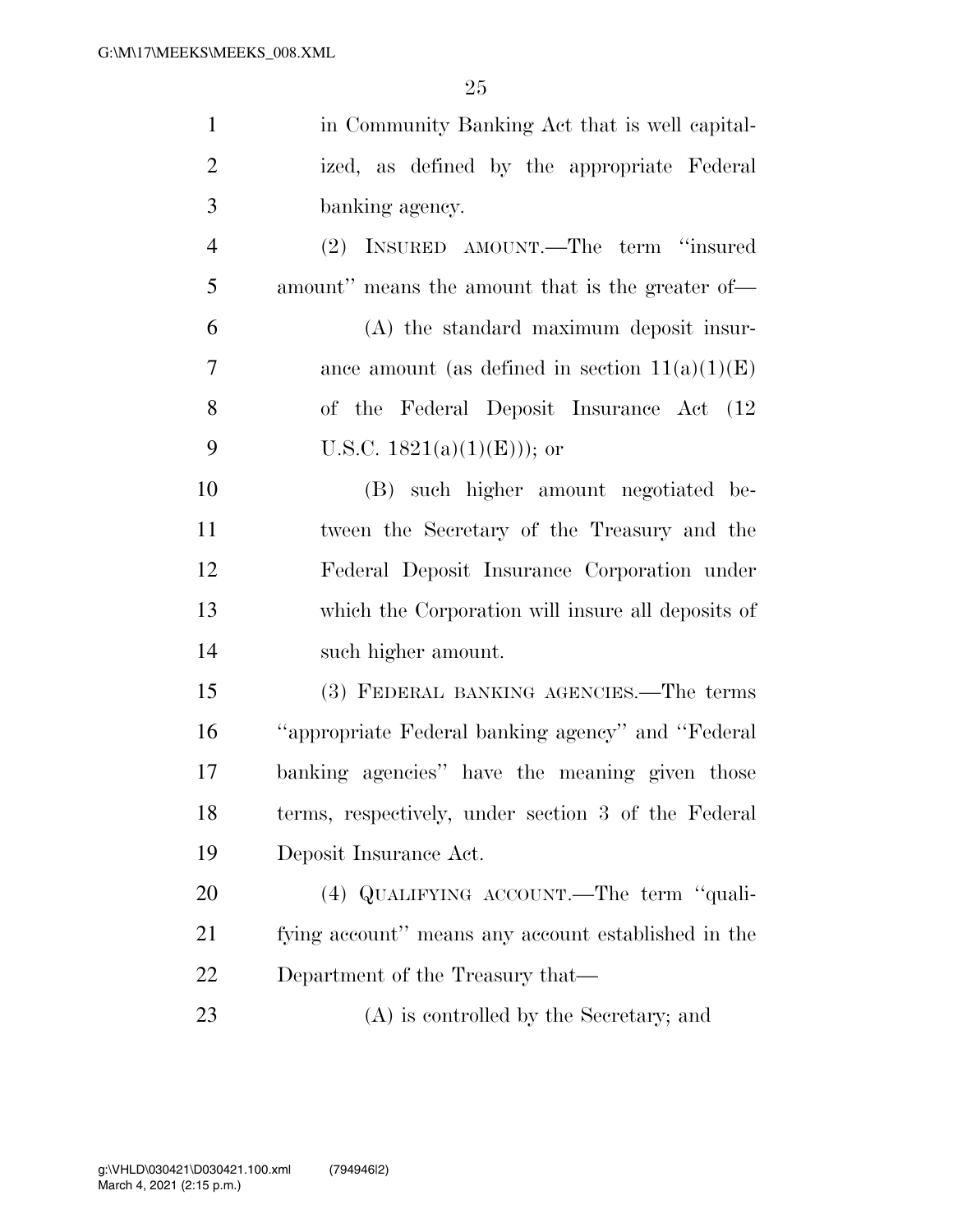in Community Banking Act that is well capitalized, as defined by the appropriate Federal banking agency.

(2) INSURED AMOUNT.—The term "insured amount" means the amount that is the greater of—

(A) the standard maximum deposit insurance amount (as defined in section 11(a)(1)(E) of the Federal Deposit Insurance Act (12 U.S.C. 1821(a)(1)(E))); or

(B) such higher amount negotiated between the Secretary of the Treasury and the Federal Deposit Insurance Corporation under which the Corporation will insure all deposits of such higher amount.

(3) FEDERAL BANKING AGENCIES.—The terms "appropriate Federal banking agency" and "Federal banking agencies" have the meaning given those terms, respectively, under section 3 of the Federal Deposit Insurance Act.

(4) QUALIFYING ACCOUNT.—The term "qualifying account" means any account established in the Department of the Treasury that—

(A) is controlled by the Secretary; and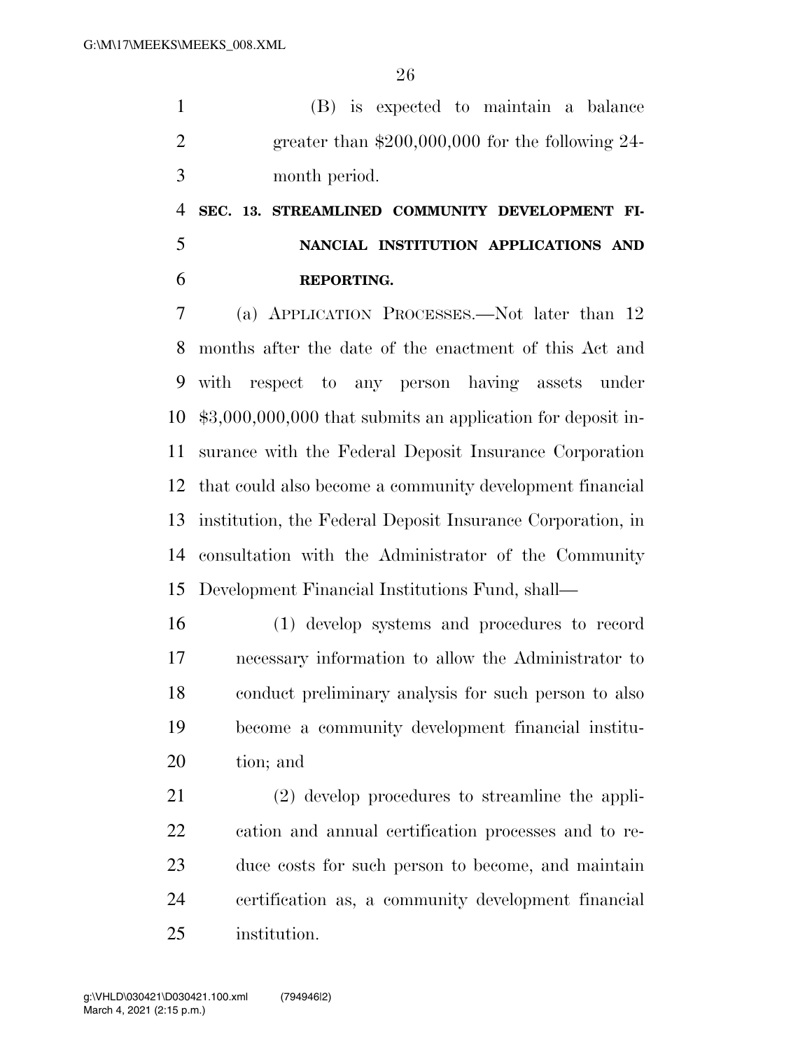(B) is expected to maintain a balance greater than $200,000,000 for the following 24-month period.

**SEC. 13. STREAMLINED COMMUNITY DEVELOPMENT FINANCIAL INSTITUTION APPLICATIONS AND REPORTING.**

(a) APPLICATION PROCESSES.—Not later than 12 months after the date of the enactment of this Act and with respect to any person having assets under $3,000,000,000 that submits an application for deposit insurance with the Federal Deposit Insurance Corporation that could also become a community development financial institution, the Federal Deposit Insurance Corporation, in consultation with the Administrator of the Community Development Financial Institutions Fund, shall—

(1) develop systems and procedures to record necessary information to allow the Administrator to conduct preliminary analysis for such person to also become a community development financial institution; and

(2) develop procedures to streamline the application and annual certification processes and to reduce costs for such person to become, and maintain certification as, a community development financial institution.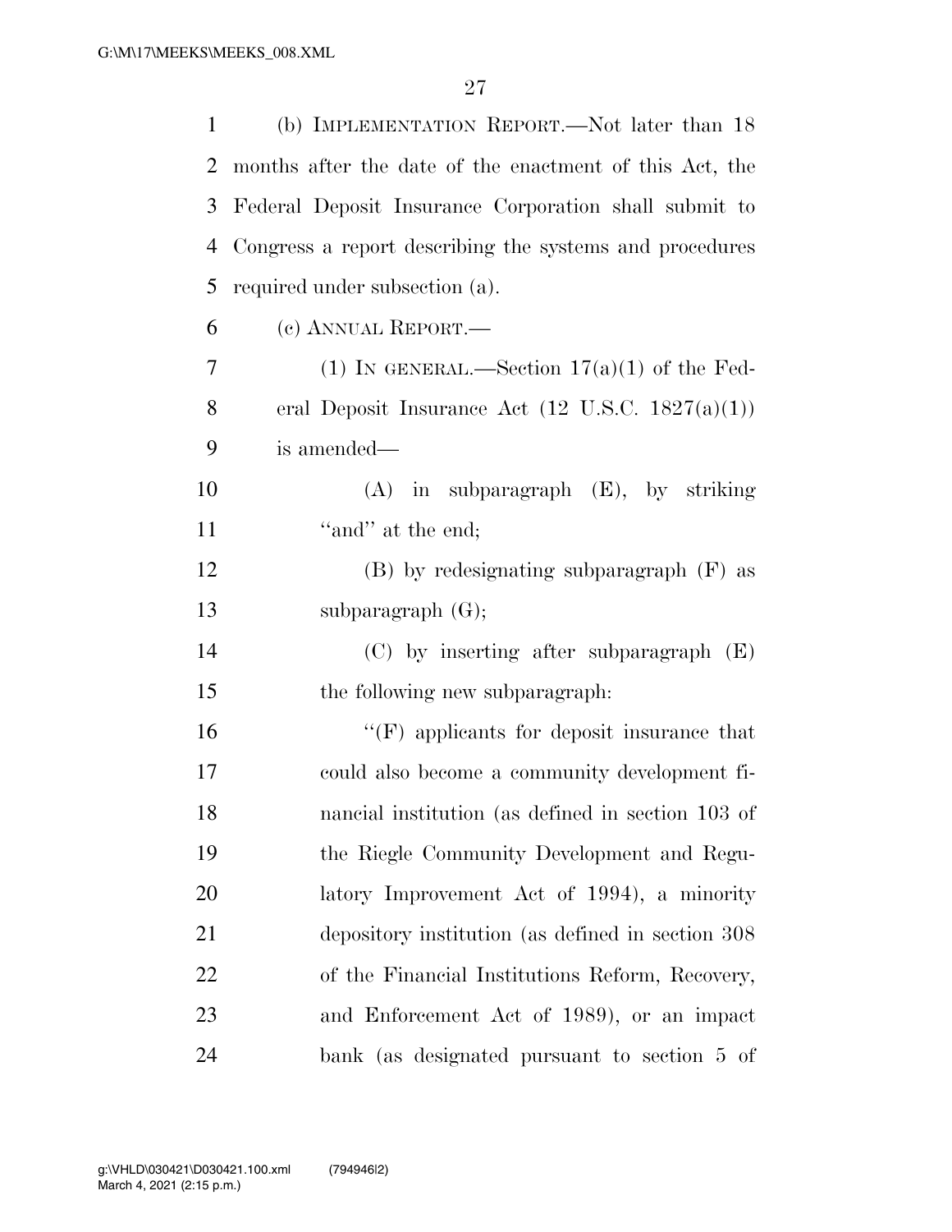(b) IMPLEMENTATION REPORT.—Not later than 18 months after the date of the enactment of this Act, the Federal Deposit Insurance Corporation shall submit to Congress a report describing the systems and procedures required under subsection (a).

(c) ANNUAL REPORT.—

(1) IN GENERAL.—Section 17(a)(1) of the Federal Deposit Insurance Act (12 U.S.C. 1827(a)(1)) is amended—

(A) in subparagraph (E), by striking "and" at the end;

(B) by redesignating subparagraph (F) as subparagraph (G);

(C) by inserting after subparagraph (E) the following new subparagraph:

"(F) applicants for deposit insurance that could also become a community development financial institution (as defined in section 103 of the Riegle Community Development and Regulatory Improvement Act of 1994), a minority depository institution (as defined in section 308 of the Financial Institutions Reform, Recovery, and Enforcement Act of 1989), or an impact bank (as designated pursuant to section 5 of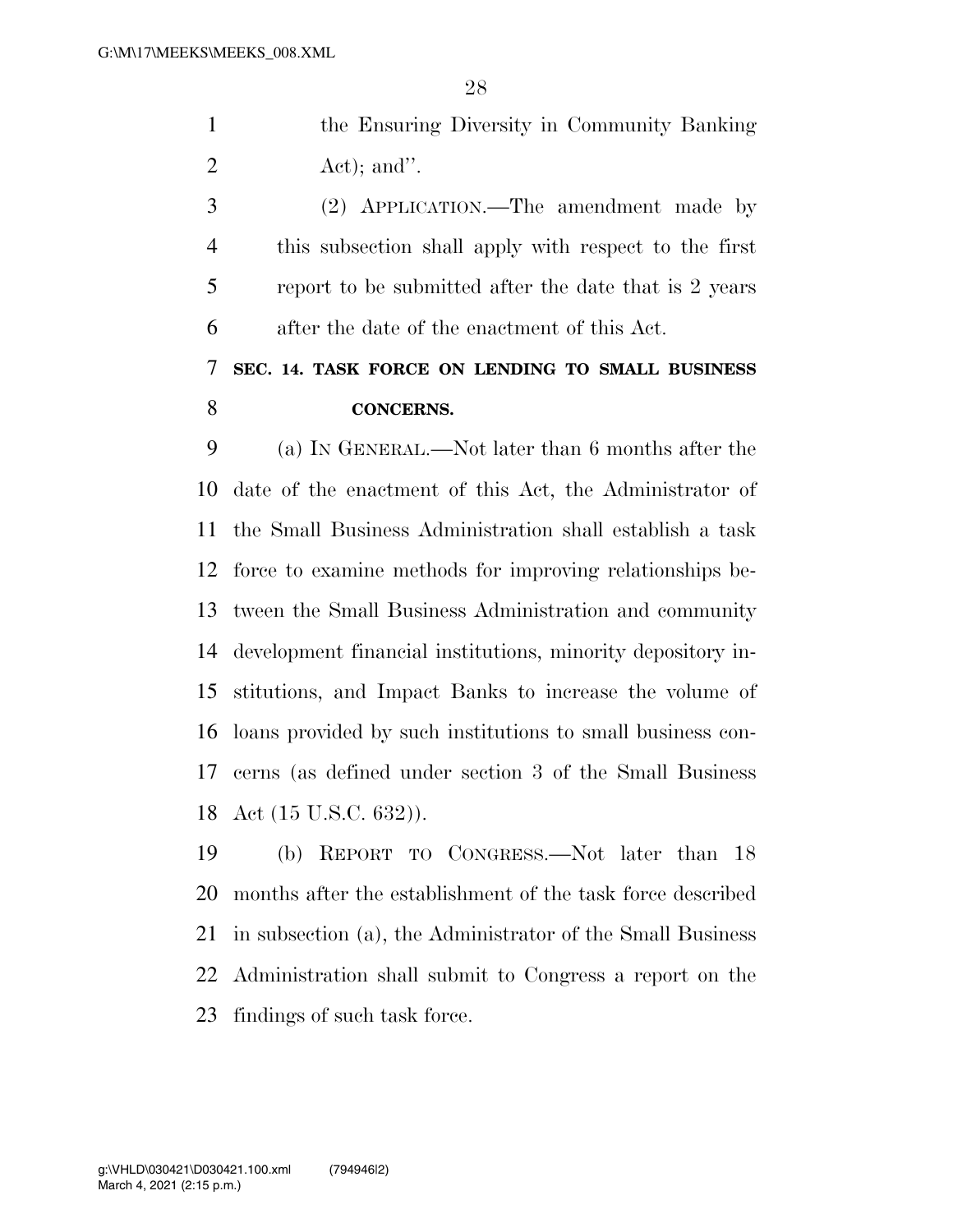the Ensuring Diversity in Community Banking Act); and''.

(2) APPLICATION.—The amendment made by this subsection shall apply with respect to the first report to be submitted after the date that is 2 years after the date of the enactment of this Act.

**SEC. 14. TASK FORCE ON LENDING TO SMALL BUSINESS CONCERNS.**

(a) IN GENERAL.—Not later than 6 months after the date of the enactment of this Act, the Administrator of the Small Business Administration shall establish a task force to examine methods for improving relationships between the Small Business Administration and community development financial institutions, minority depository institutions, and Impact Banks to increase the volume of loans provided by such institutions to small business concerns (as defined under section 3 of the Small Business Act (15 U.S.C. 632)).

(b) REPORT TO CONGRESS.—Not later than 18 months after the establishment of the task force described in subsection (a), the Administrator of the Small Business Administration shall submit to Congress a report on the findings of such task force.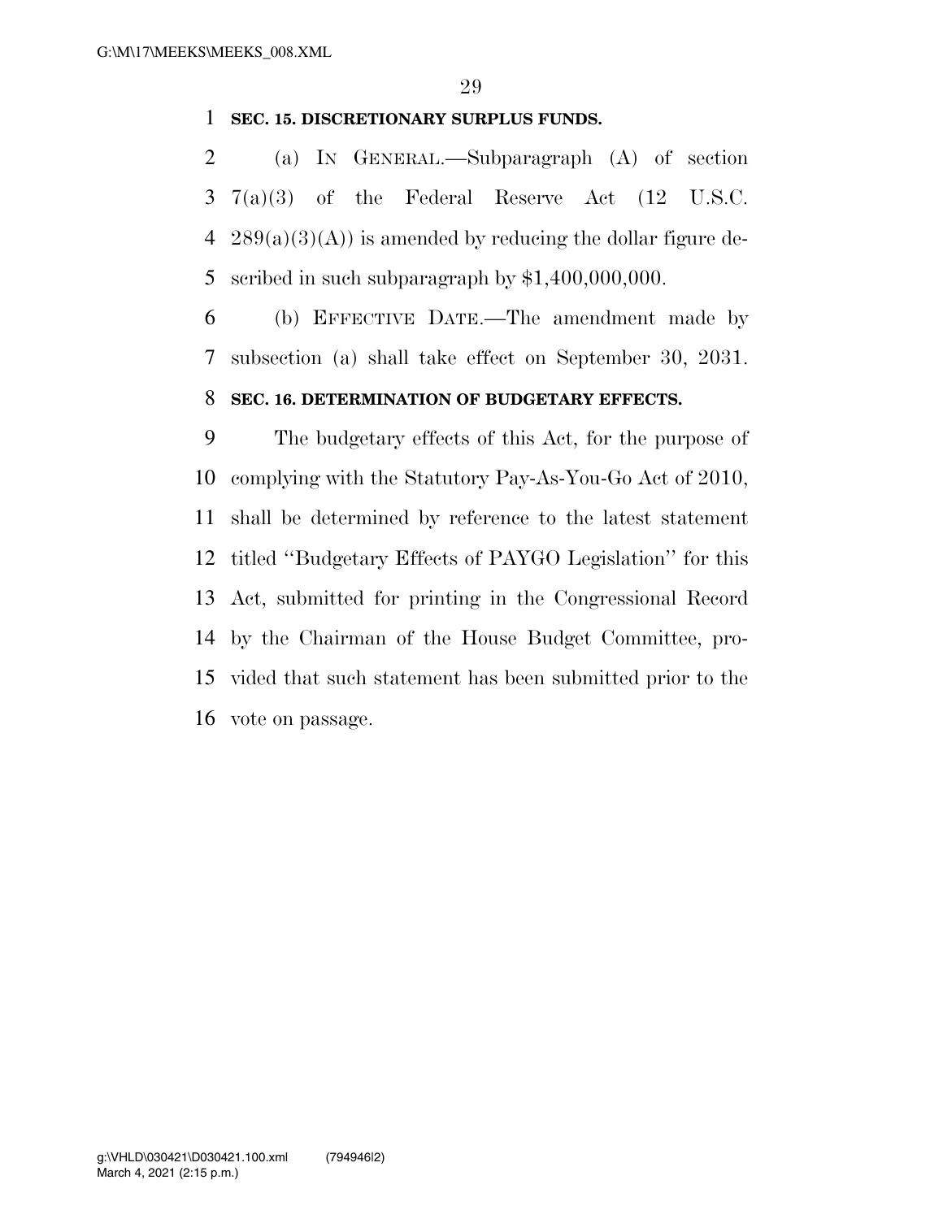**SEC. 15. DISCRETIONARY SURPLUS FUNDS.**

(a) IN GENERAL.—Subparagraph (A) of section 7(a)(3) of the Federal Reserve Act (12 U.S.C. 289(a)(3)(A)) is amended by reducing the dollar figure described in such subparagraph by $1,400,000,000.

(b) EFFECTIVE DATE.—The amendment made by subsection (a) shall take effect on September 30, 2031.

**SEC. 16. DETERMINATION OF BUDGETARY EFFECTS.**

The budgetary effects of this Act, for the purpose of complying with the Statutory Pay-As-You-Go Act of 2010, shall be determined by reference to the latest statement titled ''Budgetary Effects of PAYGO Legislation'' for this Act, submitted for printing in the Congressional Record by the Chairman of the House Budget Committee, provided that such statement has been submitted prior to the vote on passage.